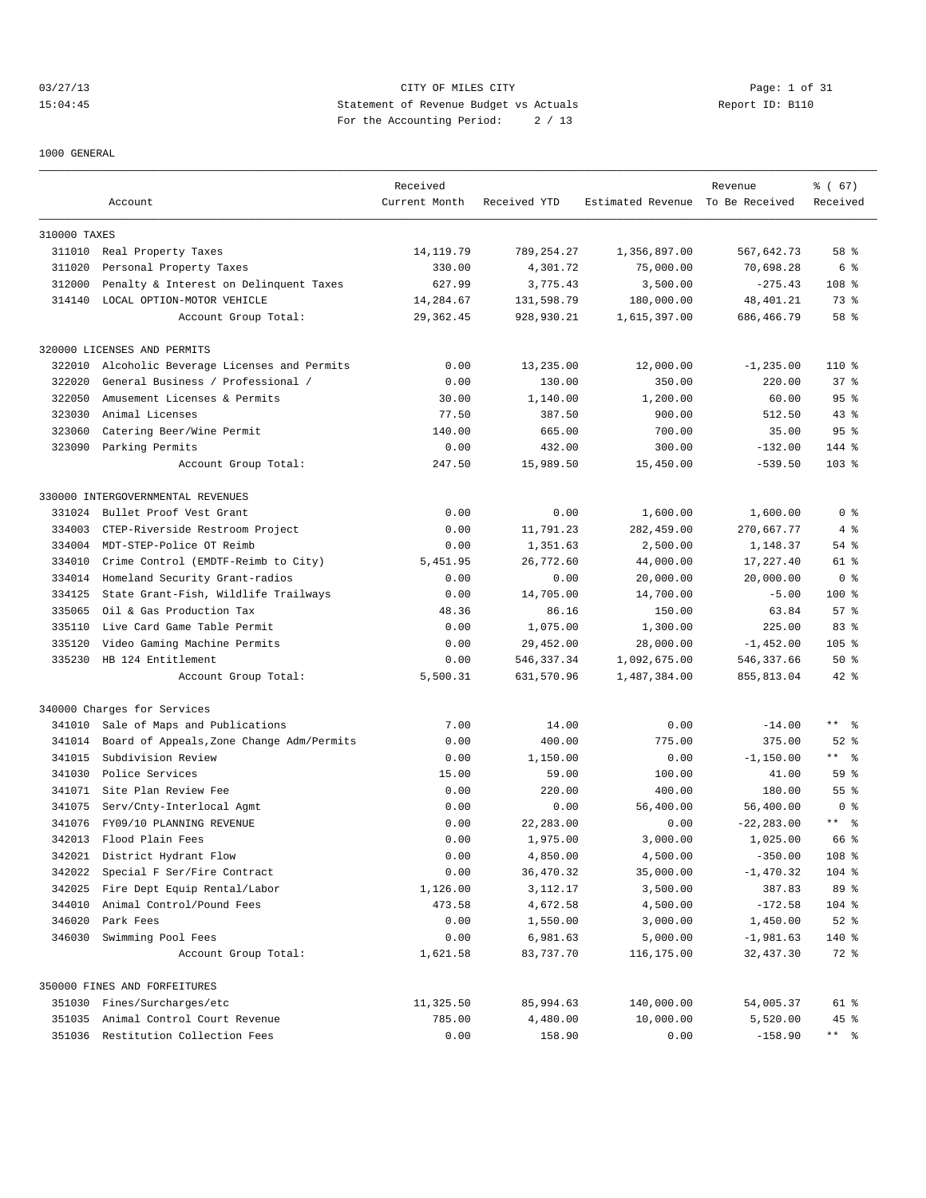CITY OF MILES CITY
Statement of Revenue Budget vs Actuals
For the Accounting Period: 2 / 13

03/27/13
15:04:45

Report ID: B110

1000 GENERAL

| Account | | Received Current Month | Received YTD | Estimated Revenue | Revenue To Be Received | % ( 67) Received |
|---|---|---|---|---|---|---|
| 310000 TAXES | | | | | | |
| 311010 | Real Property Taxes | 14,119.79 | 789,254.27 | 1,356,897.00 | 567,642.73 | 58 % |
| 311020 | Personal Property Taxes | 330.00 | 4,301.72 | 75,000.00 | 70,698.28 | 6 % |
| 312000 | Penalty & Interest on Delinquent Taxes | 627.99 | 3,775.43 | 3,500.00 | -275.43 | 108 % |
| 314140 | LOCAL OPTION-MOTOR VEHICLE | 14,284.67 | 131,598.79 | 180,000.00 | 48,401.21 | 73 % |
| | Account Group Total: | 29,362.45 | 928,930.21 | 1,615,397.00 | 686,466.79 | 58 % |
| 320000 LICENSES AND PERMITS | | | | | | |
| 322010 | Alcoholic Beverage Licenses and Permits | 0.00 | 13,235.00 | 12,000.00 | -1,235.00 | 110 % |
| 322020 | General Business / Professional / | 0.00 | 130.00 | 350.00 | 220.00 | 37 % |
| 322050 | Amusement Licenses & Permits | 30.00 | 1,140.00 | 1,200.00 | 60.00 | 95 % |
| 323030 | Animal Licenses | 77.50 | 387.50 | 900.00 | 512.50 | 43 % |
| 323060 | Catering Beer/Wine Permit | 140.00 | 665.00 | 700.00 | 35.00 | 95 % |
| 323090 | Parking Permits | 0.00 | 432.00 | 300.00 | -132.00 | 144 % |
| | Account Group Total: | 247.50 | 15,989.50 | 15,450.00 | -539.50 | 103 % |
| 330000 INTERGOVERNMENTAL REVENUES | | | | | | |
| 331024 | Bullet Proof Vest Grant | 0.00 | 0.00 | 1,600.00 | 1,600.00 | 0 % |
| 334003 | CTEP-Riverside Restroom Project | 0.00 | 11,791.23 | 282,459.00 | 270,667.77 | 4 % |
| 334004 | MDT-STEP-Police OT Reimb | 0.00 | 1,351.63 | 2,500.00 | 1,148.37 | 54 % |
| 334010 | Crime Control (EMDTF-Reimb to City) | 5,451.95 | 26,772.60 | 44,000.00 | 17,227.40 | 61 % |
| 334014 | Homeland Security Grant-radios | 0.00 | 0.00 | 20,000.00 | 20,000.00 | 0 % |
| 334125 | State Grant-Fish, Wildlife Trailways | 0.00 | 14,705.00 | 14,700.00 | -5.00 | 100 % |
| 335065 | Oil & Gas Production Tax | 48.36 | 86.16 | 150.00 | 63.84 | 57 % |
| 335110 | Live Card Game Table Permit | 0.00 | 1,075.00 | 1,300.00 | 225.00 | 83 % |
| 335120 | Video Gaming Machine Permits | 0.00 | 29,452.00 | 28,000.00 | -1,452.00 | 105 % |
| 335230 | HB 124 Entitlement | 0.00 | 546,337.34 | 1,092,675.00 | 546,337.66 | 50 % |
| | Account Group Total: | 5,500.31 | 631,570.96 | 1,487,384.00 | 855,813.04 | 42 % |
| 340000 Charges for Services | | | | | | |
| 341010 | Sale of Maps and Publications | 7.00 | 14.00 | 0.00 | -14.00 | ** % |
| 341014 | Board of Appeals,Zone Change Adm/Permits | 0.00 | 400.00 | 775.00 | 375.00 | 52 % |
| 341015 | Subdivision Review | 0.00 | 1,150.00 | 0.00 | -1,150.00 | ** % |
| 341030 | Police Services | 15.00 | 59.00 | 100.00 | 41.00 | 59 % |
| 341071 | Site Plan Review Fee | 0.00 | 220.00 | 400.00 | 180.00 | 55 % |
| 341075 | Serv/Cnty-Interlocal Agmt | 0.00 | 0.00 | 56,400.00 | 56,400.00 | 0 % |
| 341076 | FY09/10 PLANNING REVENUE | 0.00 | 22,283.00 | 0.00 | -22,283.00 | ** % |
| 342013 | Flood Plain Fees | 0.00 | 1,975.00 | 3,000.00 | 1,025.00 | 66 % |
| 342021 | District Hydrant Flow | 0.00 | 4,850.00 | 4,500.00 | -350.00 | 108 % |
| 342022 | Special F Ser/Fire Contract | 0.00 | 36,470.32 | 35,000.00 | -1,470.32 | 104 % |
| 342025 | Fire Dept Equip Rental/Labor | 1,126.00 | 3,112.17 | 3,500.00 | 387.83 | 89 % |
| 344010 | Animal Control/Pound Fees | 473.58 | 4,672.58 | 4,500.00 | -172.58 | 104 % |
| 346020 | Park Fees | 0.00 | 1,550.00 | 3,000.00 | 1,450.00 | 52 % |
| 346030 | Swimming Pool Fees | 0.00 | 6,981.63 | 5,000.00 | -1,981.63 | 140 % |
| | Account Group Total: | 1,621.58 | 83,737.70 | 116,175.00 | 32,437.30 | 72 % |
| 350000 FINES AND FORFEITURES | | | | | | |
| 351030 | Fines/Surcharges/etc | 11,325.50 | 85,994.63 | 140,000.00 | 54,005.37 | 61 % |
| 351035 | Animal Control Court Revenue | 785.00 | 4,480.00 | 10,000.00 | 5,520.00 | 45 % |
| 351036 | Restitution Collection Fees | 0.00 | 158.90 | 0.00 | -158.90 | ** % |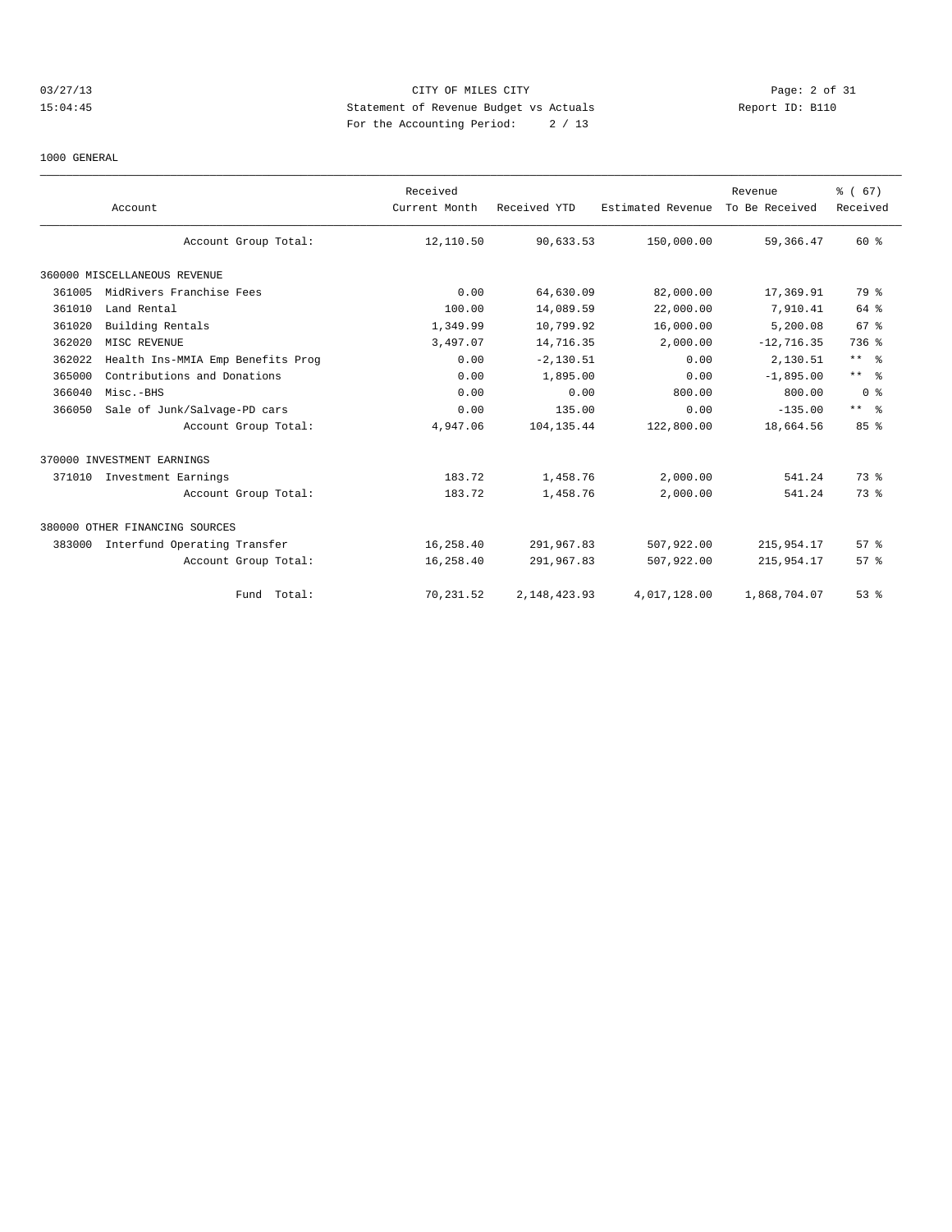CITY OF MILES CITY
Statement of Revenue Budget vs Actuals
For the Accounting Period: 2 / 13

03/27/13
15:04:45

Report ID: B110

1000 GENERAL

| Account | Received Current Month | Received YTD | Estimated Revenue | Revenue To Be Received | % ( 67) Received |
|---|---|---|---|---|---|
| Account Group Total: | 12,110.50 | 90,633.53 | 150,000.00 | 59,366.47 | 60 % |
| 360000 MISCELLANEOUS REVENUE | | | | | |
| 361005 MidRivers Franchise Fees | 0.00 | 64,630.09 | 82,000.00 | 17,369.91 | 79 % |
| 361010 Land Rental | 100.00 | 14,089.59 | 22,000.00 | 7,910.41 | 64 % |
| 361020 Building Rentals | 1,349.99 | 10,799.92 | 16,000.00 | 5,200.08 | 67 % |
| 362020 MISC REVENUE | 3,497.07 | 14,716.35 | 2,000.00 | -12,716.35 | 736 % |
| 362022 Health Ins-MMIA Emp Benefits Prog | 0.00 | -2,130.51 | 0.00 | 2,130.51 | ** % |
| 365000 Contributions and Donations | 0.00 | 1,895.00 | 0.00 | -1,895.00 | ** % |
| 366040 Misc.-BHS | 0.00 | 0.00 | 800.00 | 800.00 | 0 % |
| 366050 Sale of Junk/Salvage-PD cars | 0.00 | 135.00 | 0.00 | -135.00 | ** % |
| Account Group Total: | 4,947.06 | 104,135.44 | 122,800.00 | 18,664.56 | 85 % |
| 370000 INVESTMENT EARNINGS | | | | | |
| 371010 Investment Earnings | 183.72 | 1,458.76 | 2,000.00 | 541.24 | 73 % |
| Account Group Total: | 183.72 | 1,458.76 | 2,000.00 | 541.24 | 73 % |
| 380000 OTHER FINANCING SOURCES | | | | | |
| 383000 Interfund Operating Transfer | 16,258.40 | 291,967.83 | 507,922.00 | 215,954.17 | 57 % |
| Account Group Total: | 16,258.40 | 291,967.83 | 507,922.00 | 215,954.17 | 57 % |
| Fund Total: | 70,231.52 | 2,148,423.93 | 4,017,128.00 | 1,868,704.07 | 53 % |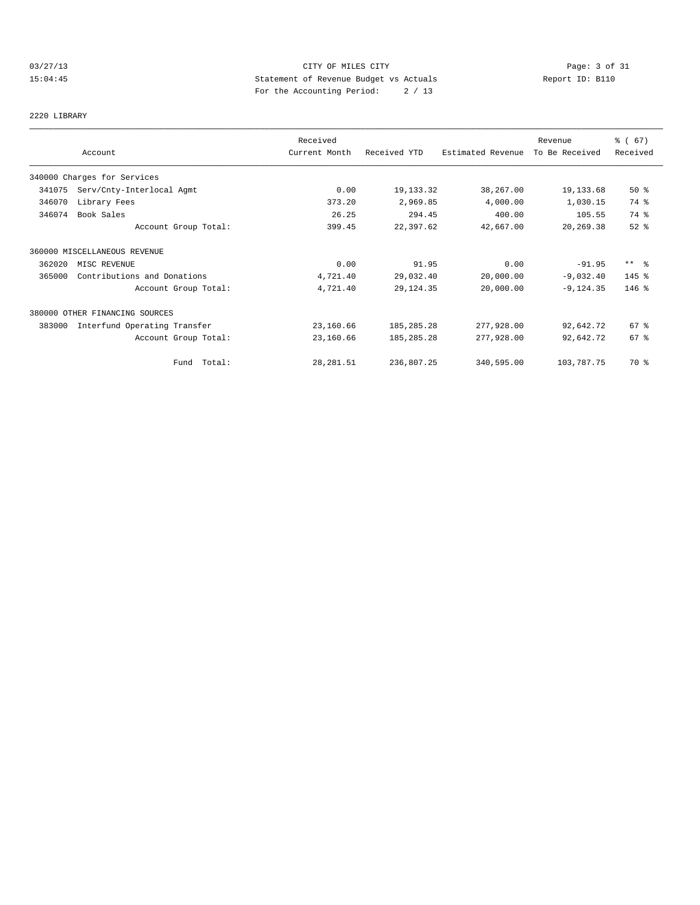CITY OF MILES CITY
Statement of Revenue Budget vs Actuals
For the Accounting Period: 2 / 13

03/27/13 15:04:45 Report ID: B110

## 2220 LIBRARY

| Account | Received Current Month | Received YTD | Estimated Revenue | Revenue To Be Received | % ( 67) Received |
|---|---|---|---|---|---|
| 340000 Charges for Services | | | | | |
| 341075 Serv/Cnty-Interlocal Agmt | 0.00 | 19,133.32 | 38,267.00 | 19,133.68 | 50 % |
| 346070 Library Fees | 373.20 | 2,969.85 | 4,000.00 | 1,030.15 | 74 % |
| 346074 Book Sales | 26.25 | 294.45 | 400.00 | 105.55 | 74 % |
| Account Group Total: | 399.45 | 22,397.62 | 42,667.00 | 20,269.38 | 52 % |
| 360000 MISCELLANEOUS REVENUE | | | | | |
| 362020 MISC REVENUE | 0.00 | 91.95 | 0.00 | -91.95 | ** % |
| 365000 Contributions and Donations | 4,721.40 | 29,032.40 | 20,000.00 | -9,032.40 | 145 % |
| Account Group Total: | 4,721.40 | 29,124.35 | 20,000.00 | -9,124.35 | 146 % |
| 380000 OTHER FINANCING SOURCES | | | | | |
| 383000 Interfund Operating Transfer | 23,160.66 | 185,285.28 | 277,928.00 | 92,642.72 | 67 % |
| Account Group Total: | 23,160.66 | 185,285.28 | 277,928.00 | 92,642.72 | 67 % |
| Fund Total: | 28,281.51 | 236,807.25 | 340,595.00 | 103,787.75 | 70 % |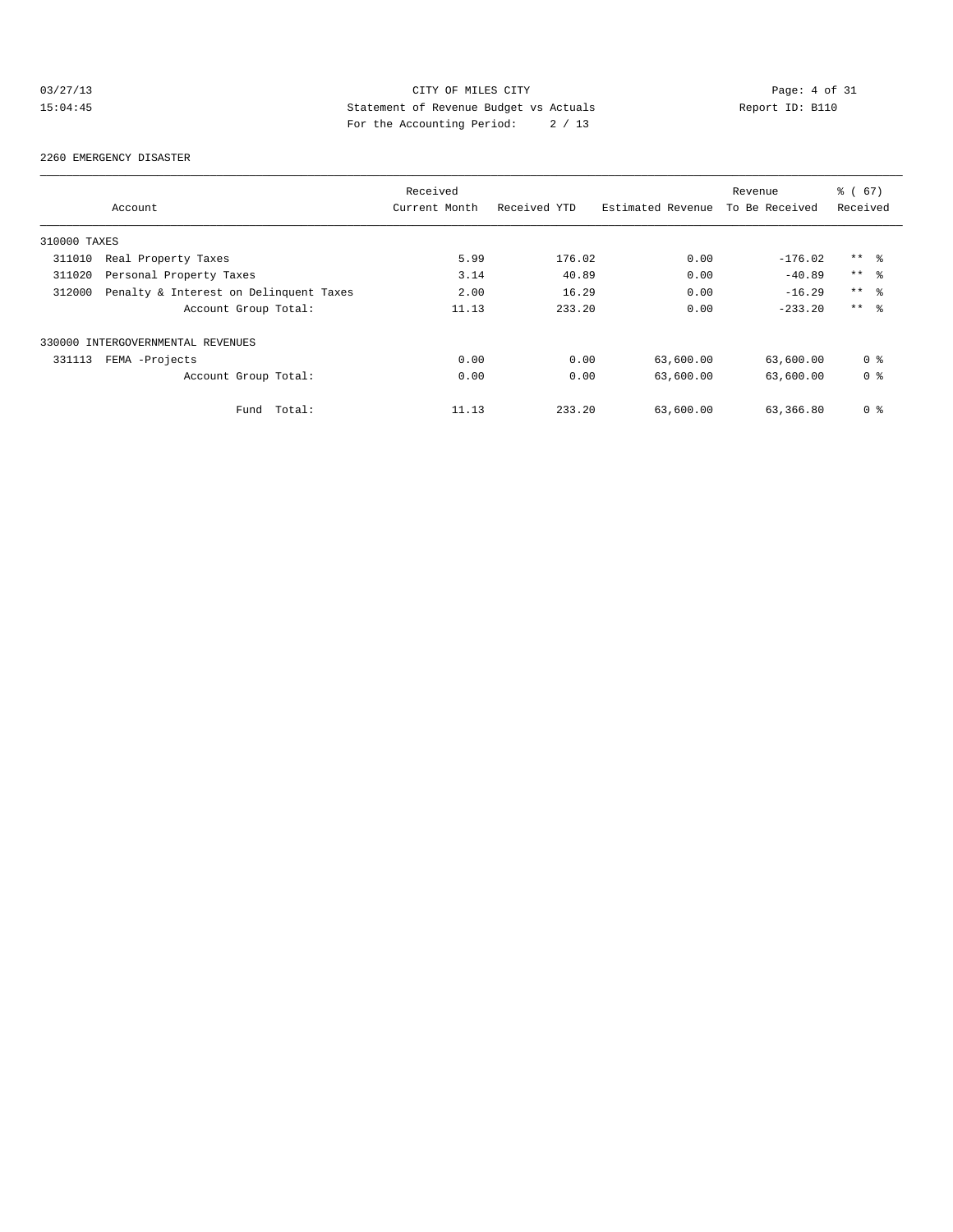CITY OF MILES CITY

Statement of Revenue Budget vs Actuals

For the Accounting Period: 2 / 13

03/27/13 15:04:45 Report ID: B110

2260 EMERGENCY DISASTER

| Account | Received Current Month | Received YTD | Estimated Revenue | Revenue To Be Received | % ( 67) Received |
|---|---|---|---|---|---|
| 310000 TAXES | | | | | |
| 311010 Real Property Taxes | 5.99 | 176.02 | 0.00 | -176.02 | ** % |
| 311020 Personal Property Taxes | 3.14 | 40.89 | 0.00 | -40.89 | ** % |
| 312000 Penalty & Interest on Delinquent Taxes | 2.00 | 16.29 | 0.00 | -16.29 | ** % |
| Account Group Total: | 11.13 | 233.20 | 0.00 | -233.20 | ** % |
| 330000 INTERGOVERNMENTAL REVENUES | | | | | |
| 331113 FEMA -Projects | 0.00 | 0.00 | 63,600.00 | 63,600.00 | 0 % |
| Account Group Total: | 0.00 | 0.00 | 63,600.00 | 63,600.00 | 0 % |
| Fund Total: | 11.13 | 233.20 | 63,600.00 | 63,366.80 | 0 % |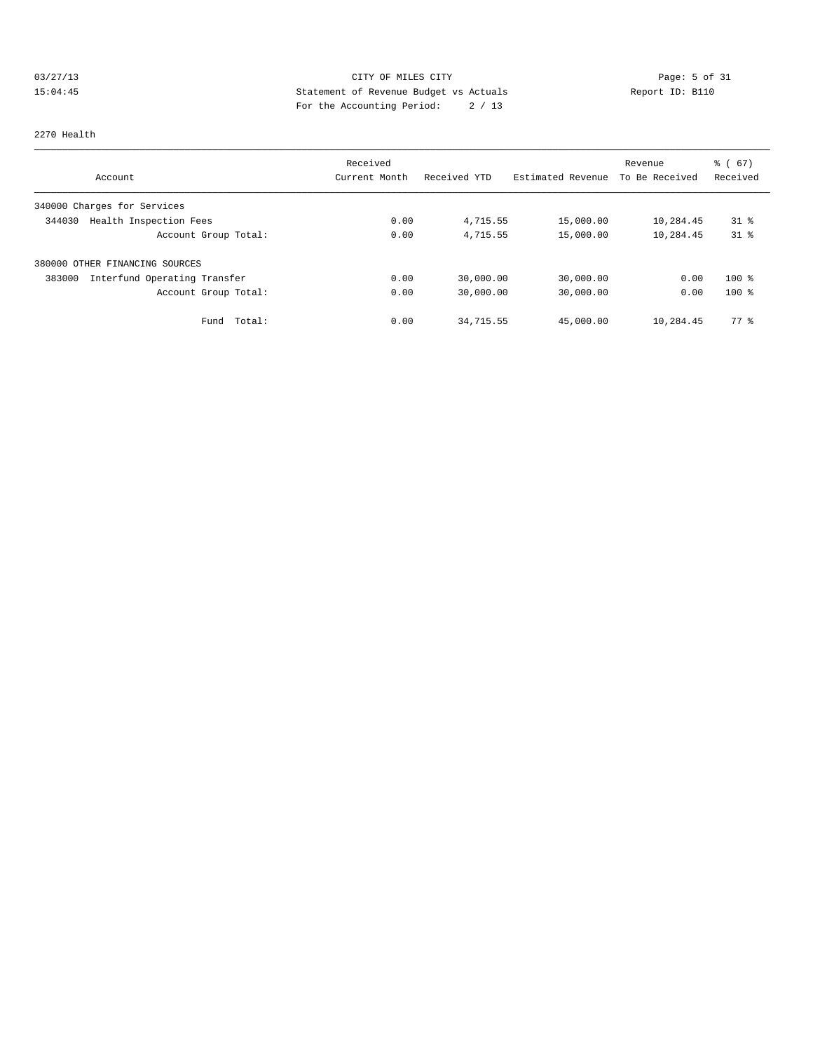CITY OF MILES CITY
Statement of Revenue Budget vs Actuals
For the Accounting Period: 2 / 13

03/27/13
15:04:45

Report ID: B110

2270 Health

| Account | Received Current Month | Received YTD | Estimated Revenue | Revenue To Be Received | % ( 67) Received |
|---|---|---|---|---|---|
| 340000 Charges for Services | | | | | |
| 344030 Health Inspection Fees | 0.00 | 4,715.55 | 15,000.00 | 10,284.45 | 31 % |
| Account Group Total: | 0.00 | 4,715.55 | 15,000.00 | 10,284.45 | 31 % |
| 380000 OTHER FINANCING SOURCES | | | | | |
| 383000 Interfund Operating Transfer | 0.00 | 30,000.00 | 30,000.00 | 0.00 | 100 % |
| Account Group Total: | 0.00 | 30,000.00 | 30,000.00 | 0.00 | 100 % |
| Fund Total: | 0.00 | 34,715.55 | 45,000.00 | 10,284.45 | 77 % |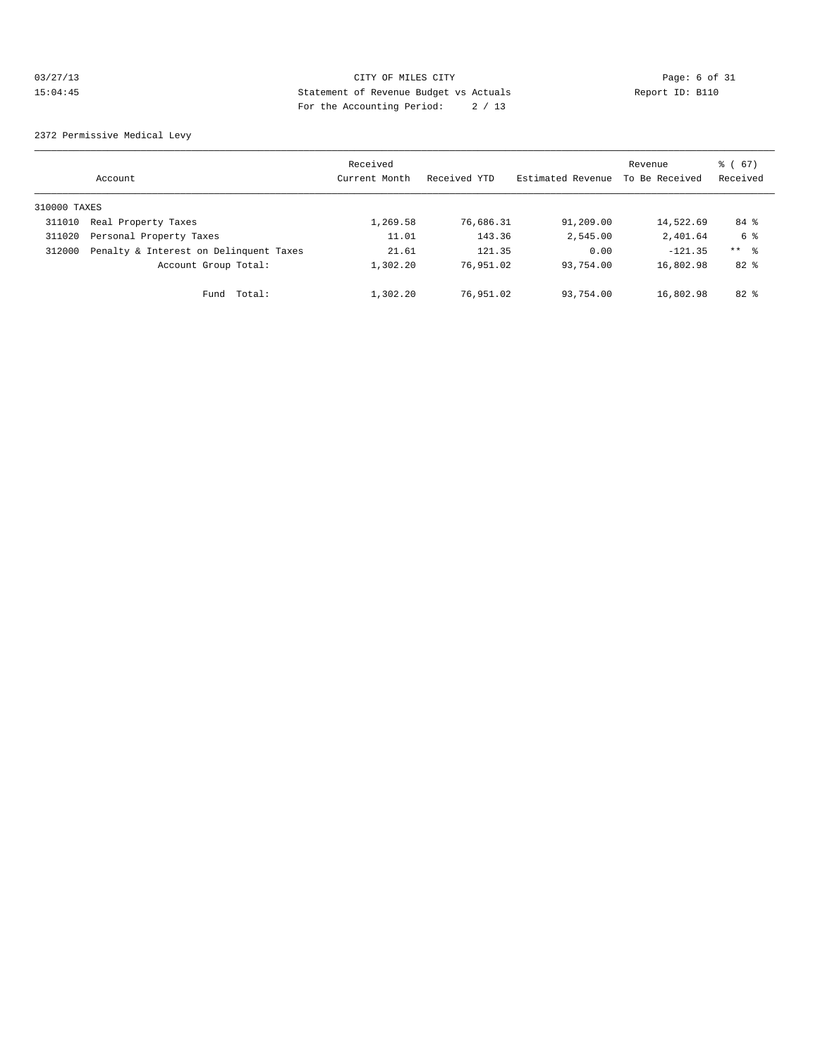CITY OF MILES CITY
Statement of Revenue Budget vs Actuals
For the Accounting Period: 2 / 13

03/27/13
15:04:45

Report ID: B110

2372 Permissive Medical Levy

| Account | | Received Current Month | Received YTD | Estimated Revenue | Revenue To Be Received | % ( 67) Received |
|---|---|---|---|---|---|---|
| 310000 TAXES | | | | | | |
| 311010 | Real Property Taxes | 1,269.58 | 76,686.31 | 91,209.00 | 14,522.69 | 84 % |
| 311020 | Personal Property Taxes | 11.01 | 143.36 | 2,545.00 | 2,401.64 | 6 % |
| 312000 | Penalty & Interest on Delinquent Taxes | 21.61 | 121.35 | 0.00 | -121.35 | ** % |
| | Account Group Total: | 1,302.20 | 76,951.02 | 93,754.00 | 16,802.98 | 82 % |
| | Fund Total: | 1,302.20 | 76,951.02 | 93,754.00 | 16,802.98 | 82 % |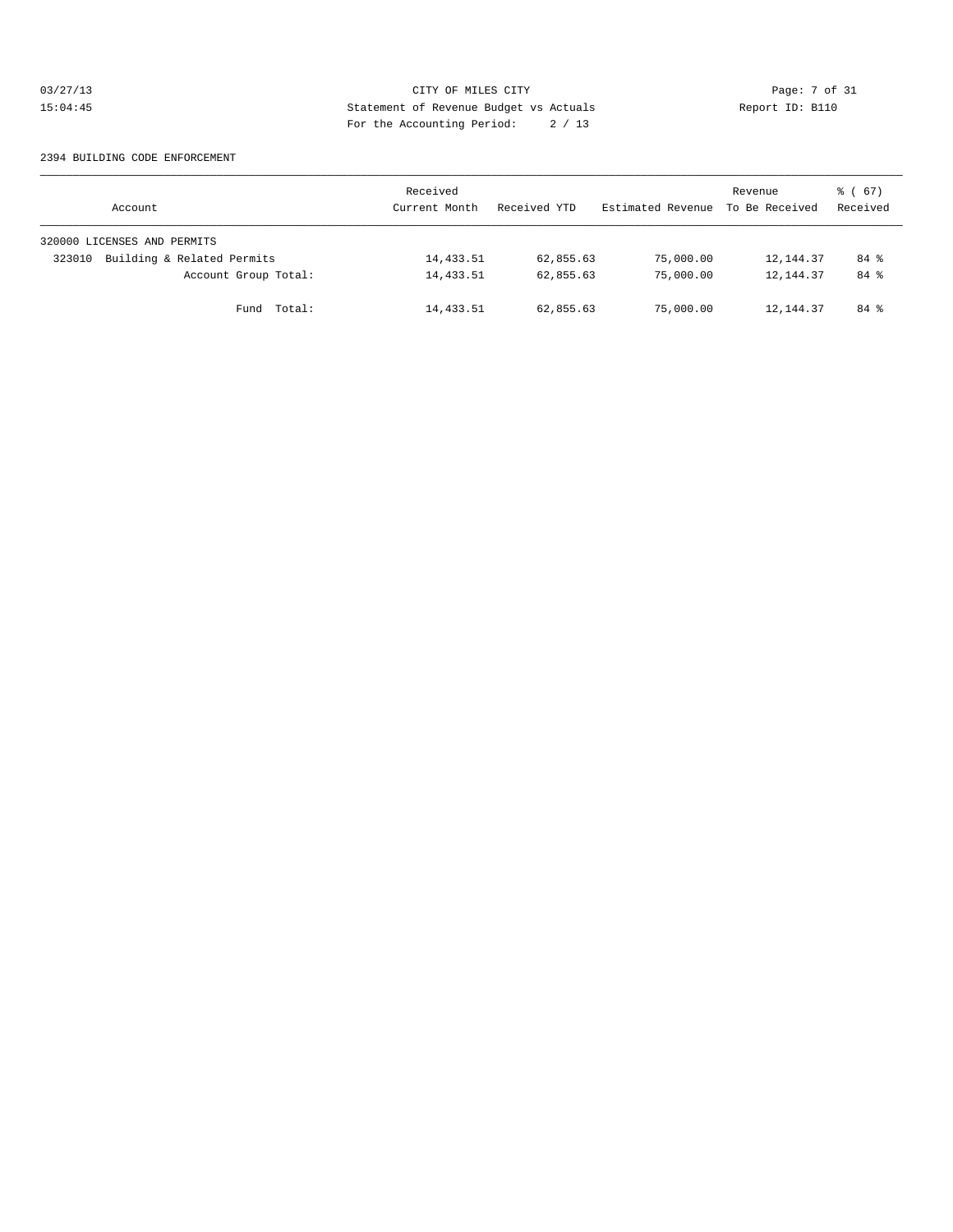CITY OF MILES CITY
Statement of Revenue Budget vs Actuals
For the Accounting Period: 2 / 13

03/27/13
15:04:45

Report ID: B110

2394 BUILDING CODE ENFORCEMENT

| Account | Received Current Month | Received YTD | Estimated Revenue | Revenue To Be Received | % ( 67) Received |
|---|---|---|---|---|---|
| 320000 LICENSES AND PERMITS | | | | | |
| 323010 Building & Related Permits | 14,433.51 | 62,855.63 | 75,000.00 | 12,144.37 | 84 % |
| Account Group Total: | 14,433.51 | 62,855.63 | 75,000.00 | 12,144.37 | 84 % |
| Fund Total: | 14,433.51 | 62,855.63 | 75,000.00 | 12,144.37 | 84 % |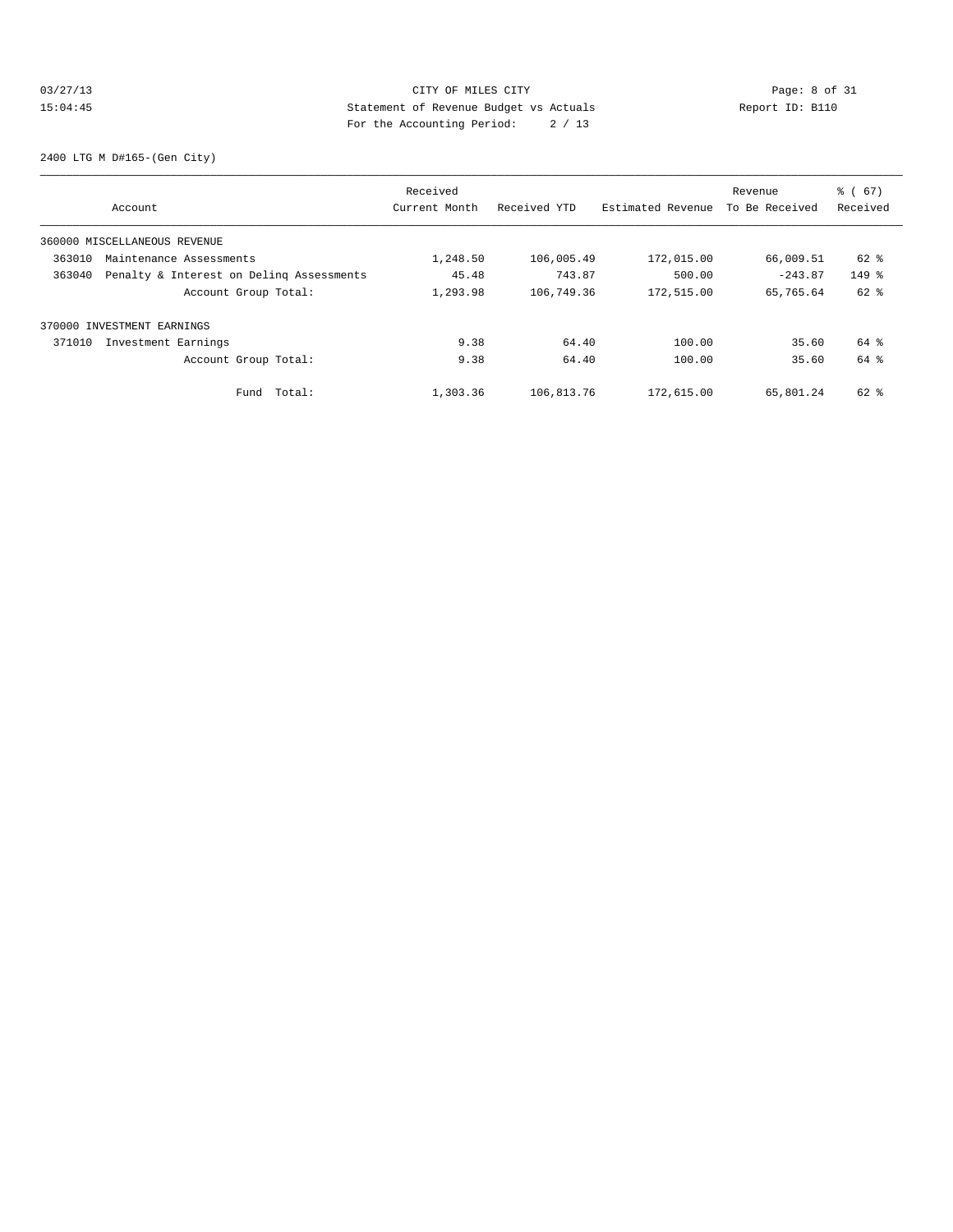CITY OF MILES CITY
Statement of Revenue Budget vs Actuals
For the Accounting Period: 2 / 13

03/27/13
15:04:45

Report ID: B110

2400 LTG M D#165-(Gen City)

| Account | Received Current Month | Received YTD | Estimated Revenue | Revenue To Be Received | % ( 67) Received |
|---|---|---|---|---|---|
| 360000 MISCELLANEOUS REVENUE | | | | | |
| 363010 Maintenance Assessments | 1,248.50 | 106,005.49 | 172,015.00 | 66,009.51 | 62 % |
| 363040 Penalty & Interest on Delinq Assessments | 45.48 | 743.87 | 500.00 | -243.87 | 149 % |
| Account Group Total: | 1,293.98 | 106,749.36 | 172,515.00 | 65,765.64 | 62 % |
| 370000 INVESTMENT EARNINGS | | | | | |
| 371010 Investment Earnings | 9.38 | 64.40 | 100.00 | 35.60 | 64 % |
| Account Group Total: | 9.38 | 64.40 | 100.00 | 35.60 | 64 % |
| Fund Total: | 1,303.36 | 106,813.76 | 172,615.00 | 65,801.24 | 62 % |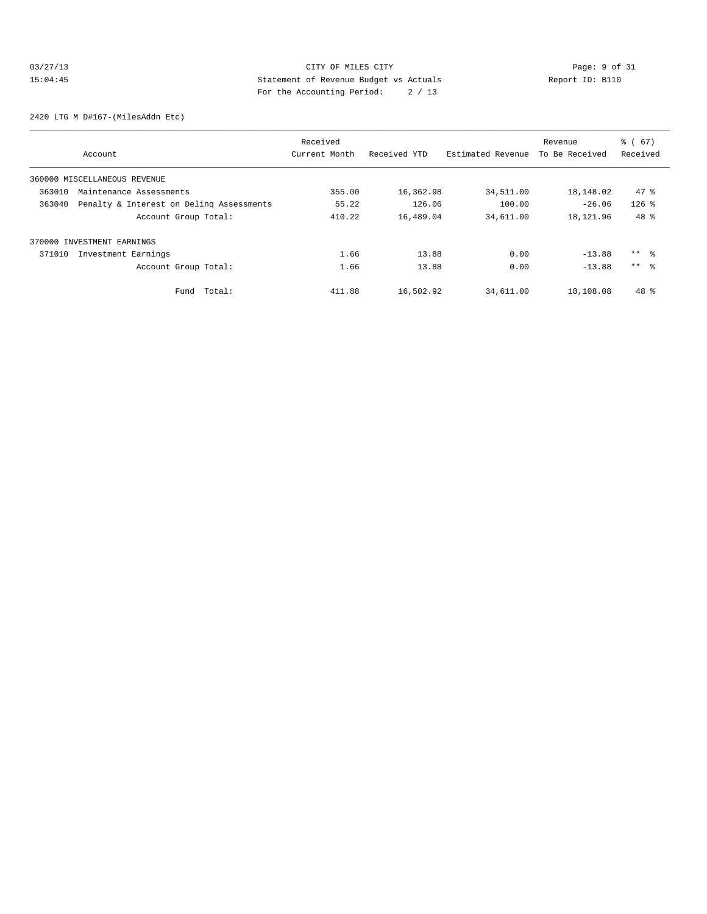2420 LTG M D#167-(MilesAddn Etc)

| Account | Received Current Month | Received YTD | Estimated Revenue | Revenue To Be Received | % ( 67) Received |
|---|---|---|---|---|---|
| 360000 MISCELLANEOUS REVENUE | | | | | |
| 363010 Maintenance Assessments | 355.00 | 16,362.98 | 34,511.00 | 18,148.02 | 47 % |
| 363040 Penalty & Interest on Delinq Assessments | 55.22 | 126.06 | 100.00 | -26.06 | 126 % |
| Account Group Total: | 410.22 | 16,489.04 | 34,611.00 | 18,121.96 | 48 % |
| 370000 INVESTMENT EARNINGS | | | | | |
| 371010 Investment Earnings | 1.66 | 13.88 | 0.00 | -13.88 | ** % |
| Account Group Total: | 1.66 | 13.88 | 0.00 | -13.88 | ** % |
| Fund Total: | 411.88 | 16,502.92 | 34,611.00 | 18,108.08 | 48 % |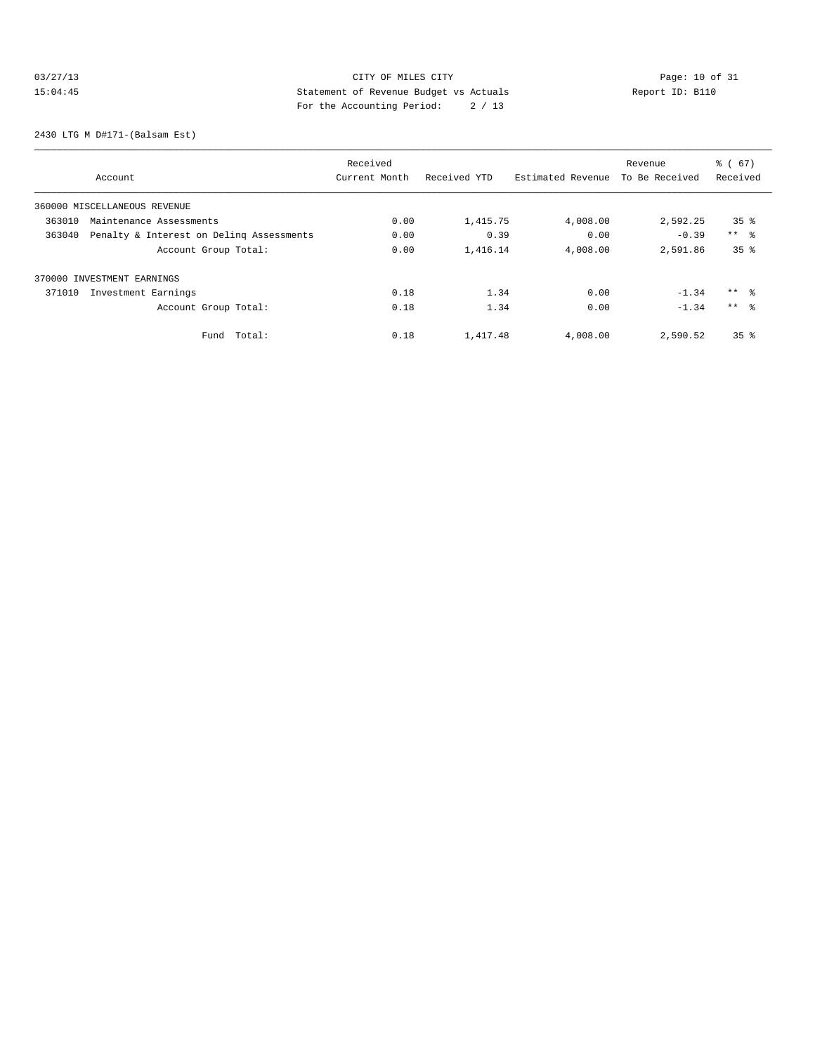CITY OF MILES CITY
Statement of Revenue Budget vs Actuals
For the Accounting Period: 2 / 13

03/27/13
15:04:45

Report ID: B110

2430 LTG M D#171-(Balsam Est)

| Account | Received Current Month | Received YTD | Estimated Revenue | Revenue To Be Received | % ( 67) Received |
|---|---|---|---|---|---|
| 360000 MISCELLANEOUS REVENUE | | | | | |
| 363010 Maintenance Assessments | 0.00 | 1,415.75 | 4,008.00 | 2,592.25 | 35 % |
| 363040 Penalty & Interest on Delinq Assessments | 0.00 | 0.39 | 0.00 | -0.39 | ** % |
| Account Group Total: | 0.00 | 1,416.14 | 4,008.00 | 2,591.86 | 35 % |
| 370000 INVESTMENT EARNINGS | | | | | |
| 371010 Investment Earnings | 0.18 | 1.34 | 0.00 | -1.34 | ** % |
| Account Group Total: | 0.18 | 1.34 | 0.00 | -1.34 | ** % |
| Fund Total: | 0.18 | 1,417.48 | 4,008.00 | 2,590.52 | 35 % |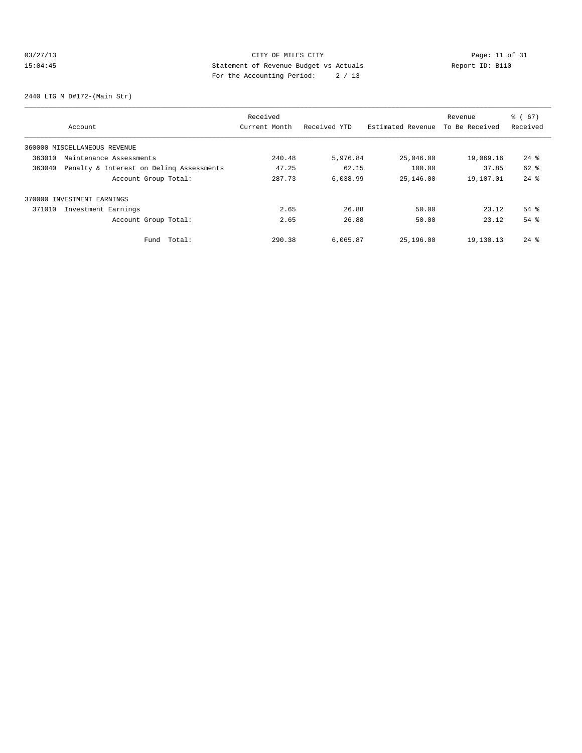CITY OF MILES CITY
Statement of Revenue Budget vs Actuals
For the Accounting Period: 2 / 13

03/27/13
15:04:45

Report ID: B110

2440 LTG M D#172-(Main Str)

| Account | Received Current Month | Received YTD | Estimated Revenue | Revenue To Be Received | % ( 67) Received |
|---|---|---|---|---|---|
| 360000 MISCELLANEOUS REVENUE | | | | | |
| 363010 Maintenance Assessments | 240.48 | 5,976.84 | 25,046.00 | 19,069.16 | 24 % |
| 363040 Penalty & Interest on Delinq Assessments | 47.25 | 62.15 | 100.00 | 37.85 | 62 % |
| Account Group Total: | 287.73 | 6,038.99 | 25,146.00 | 19,107.01 | 24 % |
| 370000 INVESTMENT EARNINGS | | | | | |
| 371010 Investment Earnings | 2.65 | 26.88 | 50.00 | 23.12 | 54 % |
| Account Group Total: | 2.65 | 26.88 | 50.00 | 23.12 | 54 % |
| Fund Total: | 290.38 | 6,065.87 | 25,196.00 | 19,130.13 | 24 % |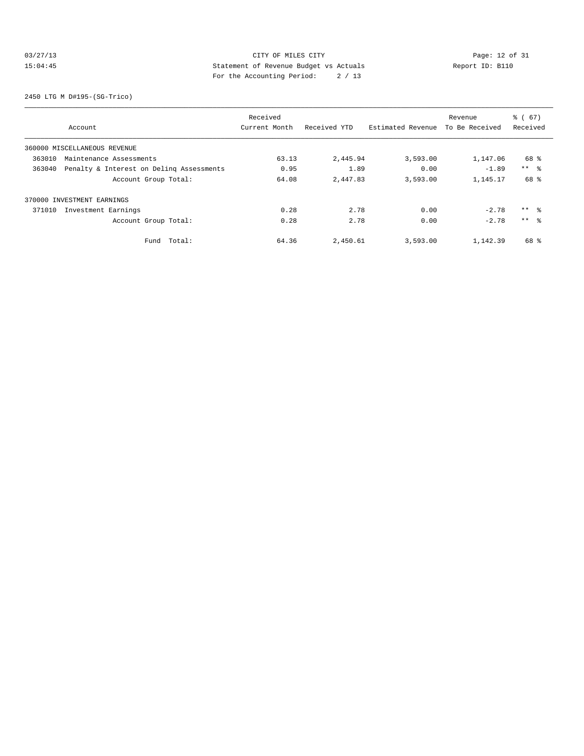CITY OF MILES CITY
Statement of Revenue Budget vs Actuals
For the Accounting Period: 2 / 13

Report ID: B110

2450 LTG M D#195-(SG-Trico)

| Account | Received Current Month | Received YTD | Estimated Revenue | Revenue To Be Received | % ( 67) Received |
|---|---|---|---|---|---|
| 360000 MISCELLANEOUS REVENUE | | | | | |
| 363010 Maintenance Assessments | 63.13 | 2,445.94 | 3,593.00 | 1,147.06 | 68 % |
| 363040 Penalty & Interest on Delinq Assessments | 0.95 | 1.89 | 0.00 | -1.89 | ** % |
| Account Group Total: | 64.08 | 2,447.83 | 3,593.00 | 1,145.17 | 68 % |
| 370000 INVESTMENT EARNINGS | | | | | |
| 371010 Investment Earnings | 0.28 | 2.78 | 0.00 | -2.78 | ** % |
| Account Group Total: | 0.28 | 2.78 | 0.00 | -2.78 | ** % |
| Fund Total: | 64.36 | 2,450.61 | 3,593.00 | 1,142.39 | 68 % |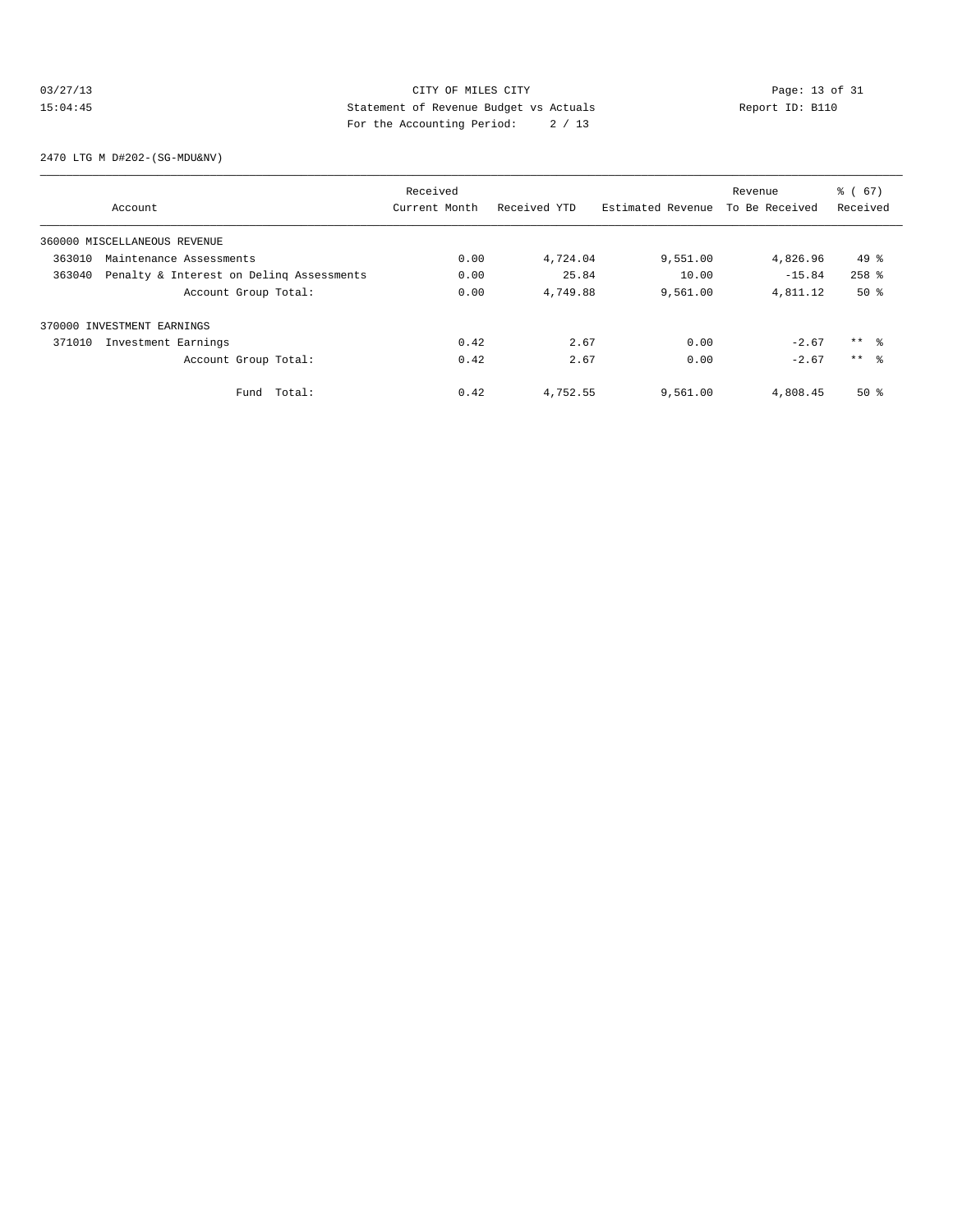CITY OF MILES CITY
Statement of Revenue Budget vs Actuals
For the Accounting Period: 2 / 13

03/27/13
15:04:45

Report ID: B110

2470 LTG M D#202-(SG-MDU&NV)

| Account | Received Current Month | Received YTD | Estimated Revenue | Revenue To Be Received | % ( 67) Received |
|---|---|---|---|---|---|
| 360000 MISCELLANEOUS REVENUE | | | | | |
| 363010 Maintenance Assessments | 0.00 | 4,724.04 | 9,551.00 | 4,826.96 | 49 % |
| 363040 Penalty & Interest on Delinq Assessments | 0.00 | 25.84 | 10.00 | -15.84 | 258 % |
| Account Group Total: | 0.00 | 4,749.88 | 9,561.00 | 4,811.12 | 50 % |
| 370000 INVESTMENT EARNINGS | | | | | |
| 371010 Investment Earnings | 0.42 | 2.67 | 0.00 | -2.67 | ** % |
| Account Group Total: | 0.42 | 2.67 | 0.00 | -2.67 | ** % |
| Fund Total: | 0.42 | 4,752.55 | 9,561.00 | 4,808.45 | 50 % |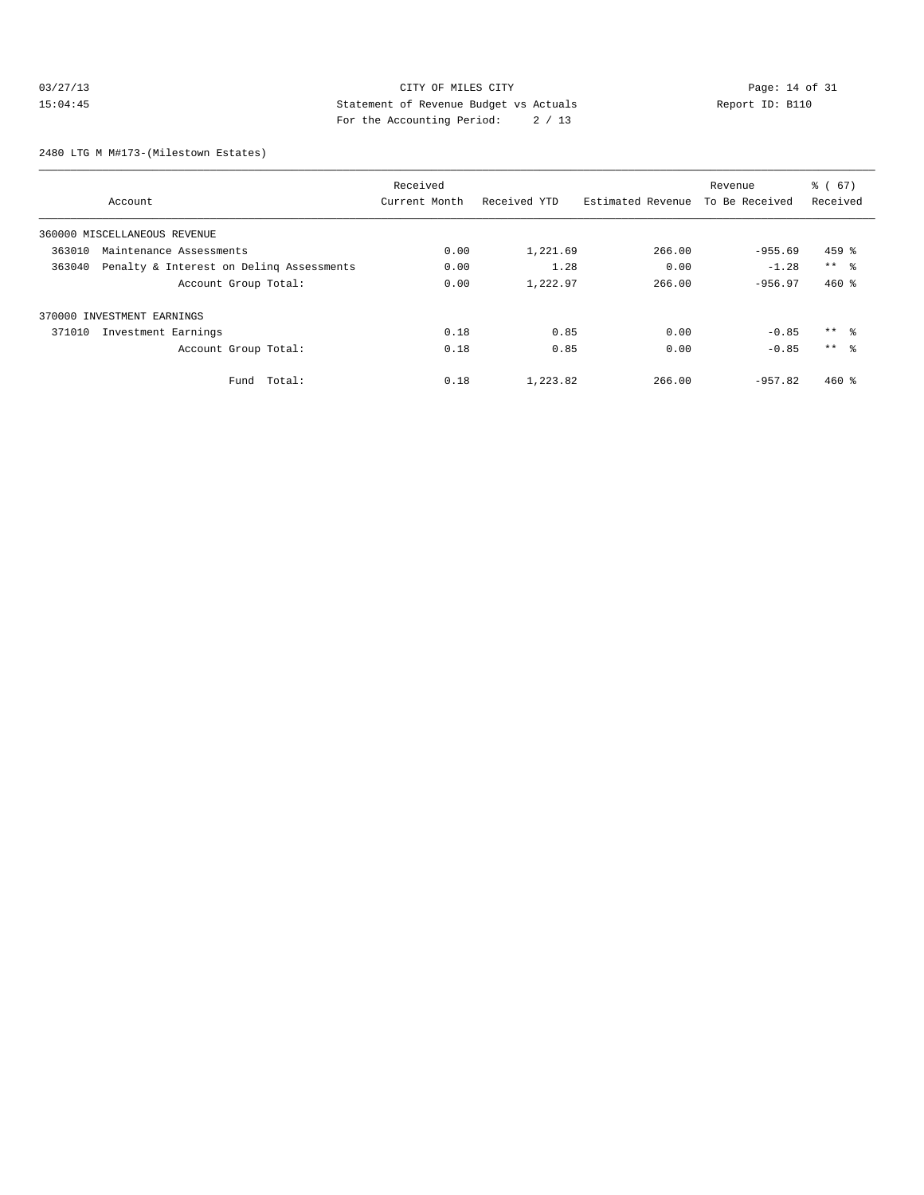CITY OF MILES CITY
Statement of Revenue Budget vs Actuals
For the Accounting Period: 2 / 13

03/27/13
15:04:45

Report ID: B110

2480 LTG M M#173-(Milestown Estates)

| Account | Received Current Month | Received YTD | Estimated Revenue | Revenue To Be Received | % ( 67) Received |
|---|---|---|---|---|---|
| 360000 MISCELLANEOUS REVENUE | | | | | |
| 363010 Maintenance Assessments | 0.00 | 1,221.69 | 266.00 | -955.69 | 459 % |
| 363040 Penalty & Interest on Delinq Assessments | 0.00 | 1.28 | 0.00 | -1.28 | ** % |
| Account Group Total: | 0.00 | 1,222.97 | 266.00 | -956.97 | 460 % |
| 370000 INVESTMENT EARNINGS | | | | | |
| 371010 Investment Earnings | 0.18 | 0.85 | 0.00 | -0.85 | ** % |
| Account Group Total: | 0.18 | 0.85 | 0.00 | -0.85 | ** % |
| Fund Total: | 0.18 | 1,223.82 | 266.00 | -957.82 | 460 % |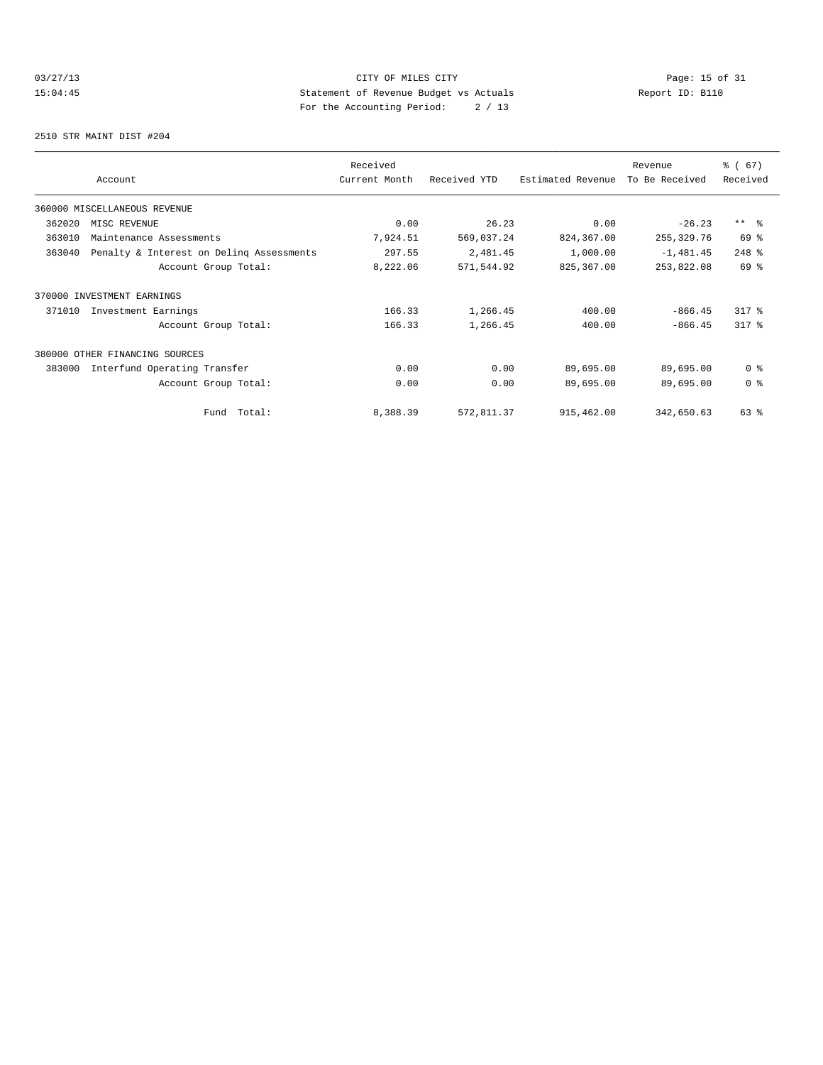CITY OF MILES CITY
Statement of Revenue Budget vs Actuals
For the Accounting Period: 2 / 13

03/27/13
15:04:45

Report ID: B110

2510 STR MAINT DIST #204

| Account | Received Current Month | Received YTD | Estimated Revenue | Revenue To Be Received | % ( 67) Received |
|---|---|---|---|---|---|
| 360000 MISCELLANEOUS REVENUE | | | | | |
| 362020 MISC REVENUE | 0.00 | 26.23 | 0.00 | -26.23 | ** % |
| 363010 Maintenance Assessments | 7,924.51 | 569,037.24 | 824,367.00 | 255,329.76 | 69 % |
| 363040 Penalty & Interest on Delinq Assessments | 297.55 | 2,481.45 | 1,000.00 | -1,481.45 | 248 % |
| Account Group Total: | 8,222.06 | 571,544.92 | 825,367.00 | 253,822.08 | 69 % |
| 370000 INVESTMENT EARNINGS | | | | | |
| 371010 Investment Earnings | 166.33 | 1,266.45 | 400.00 | -866.45 | 317 % |
| Account Group Total: | 166.33 | 1,266.45 | 400.00 | -866.45 | 317 % |
| 380000 OTHER FINANCING SOURCES | | | | | |
| 383000 Interfund Operating Transfer | 0.00 | 0.00 | 89,695.00 | 89,695.00 | 0 % |
| Account Group Total: | 0.00 | 0.00 | 89,695.00 | 89,695.00 | 0 % |
| Fund Total: | 8,388.39 | 572,811.37 | 915,462.00 | 342,650.63 | 63 % |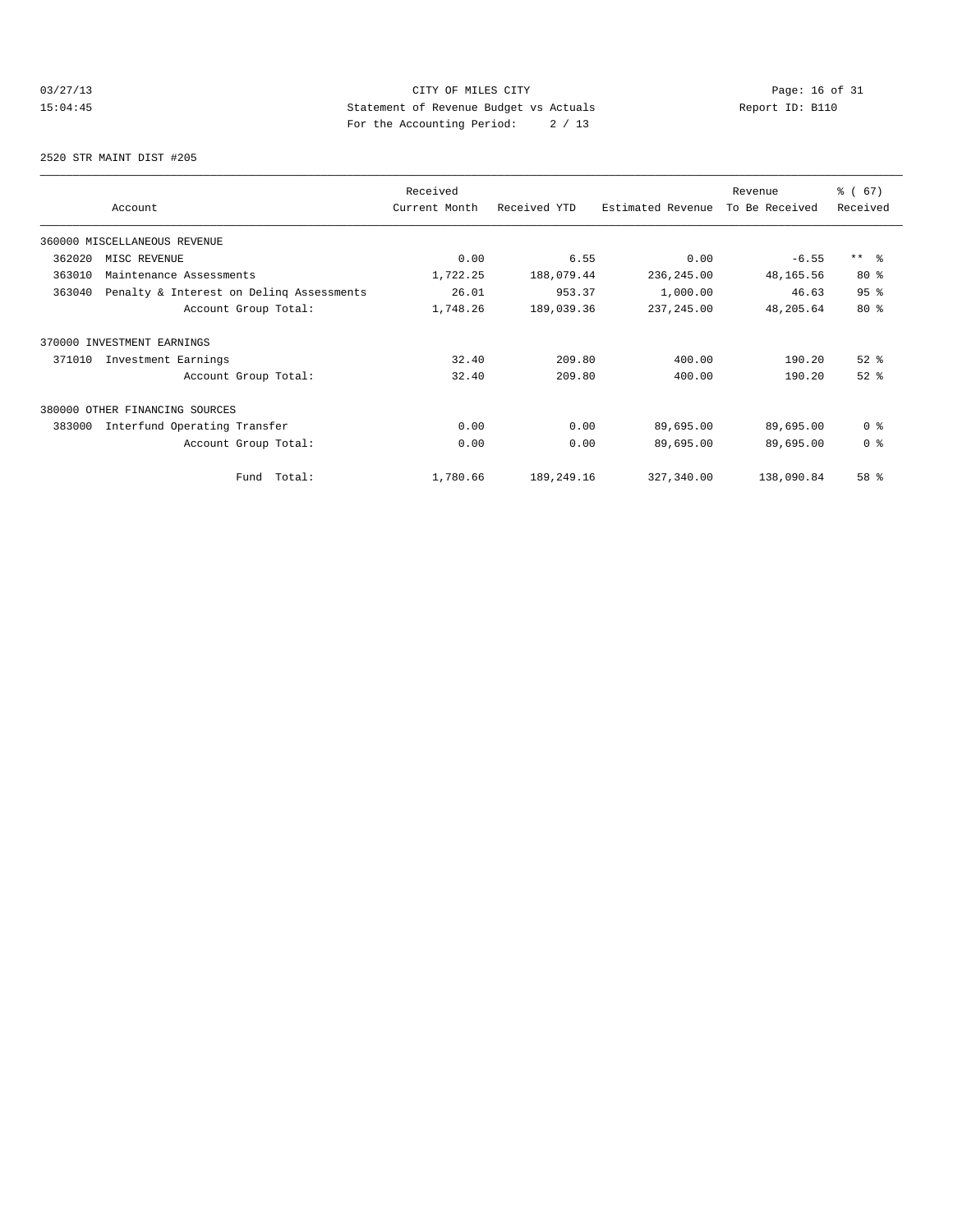CITY OF MILES CITY

Statement of Revenue Budget vs Actuals

For the Accounting Period: 2 / 13

03/27/13 15:04:45

Report ID: B110

2520 STR MAINT DIST #205

| Account | Received Current Month | Received YTD | Estimated Revenue | Revenue To Be Received | % ( 67) Received |
|---|---|---|---|---|---|
| 360000 MISCELLANEOUS REVENUE | | | | | |
| 362020 MISC REVENUE | 0.00 | 6.55 | 0.00 | -6.55 | ** % |
| 363010 Maintenance Assessments | 1,722.25 | 188,079.44 | 236,245.00 | 48,165.56 | 80 % |
| 363040 Penalty & Interest on Delinq Assessments | 26.01 | 953.37 | 1,000.00 | 46.63 | 95 % |
| Account Group Total: | 1,748.26 | 189,039.36 | 237,245.00 | 48,205.64 | 80 % |
| 370000 INVESTMENT EARNINGS | | | | | |
| 371010 Investment Earnings | 32.40 | 209.80 | 400.00 | 190.20 | 52 % |
| Account Group Total: | 32.40 | 209.80 | 400.00 | 190.20 | 52 % |
| 380000 OTHER FINANCING SOURCES | | | | | |
| 383000 Interfund Operating Transfer | 0.00 | 0.00 | 89,695.00 | 89,695.00 | 0 % |
| Account Group Total: | 0.00 | 0.00 | 89,695.00 | 89,695.00 | 0 % |
| Fund Total: | 1,780.66 | 189,249.16 | 327,340.00 | 138,090.84 | 58 % |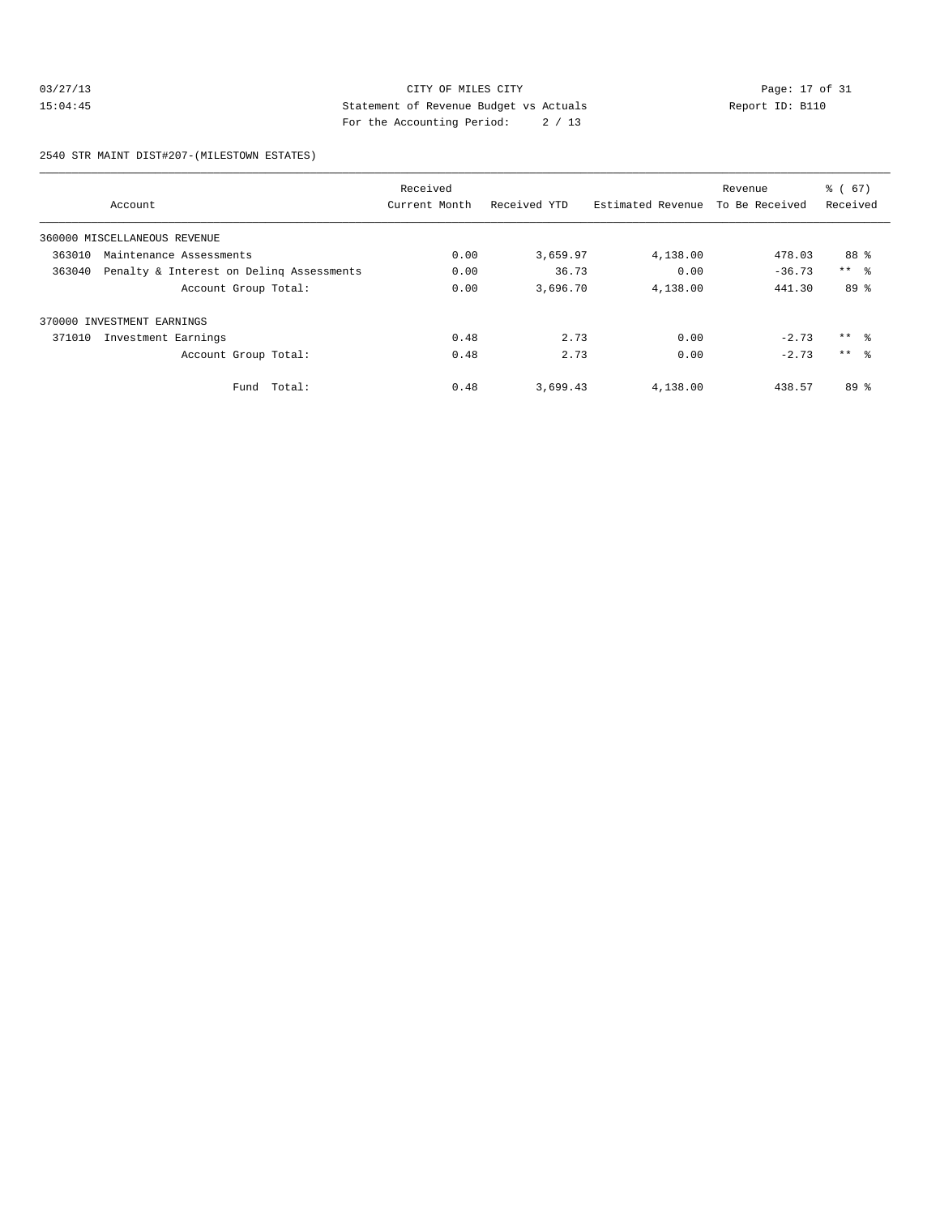03/27/13 CITY OF MILES CITY

15:04:45 Statement of Revenue Budget vs Actuals Report ID: B110

For the Accounting Period: 2 / 13

2540 STR MAINT DIST#207-(MILESTOWN ESTATES)

| Account | Received Current Month | Received YTD | Estimated Revenue | Revenue To Be Received | % ( 67) Received |
|---|---|---|---|---|---|
| 360000 MISCELLANEOUS REVENUE | | | | | |
| 363010 Maintenance Assessments | 0.00 | 3,659.97 | 4,138.00 | 478.03 | 88 % |
| 363040 Penalty & Interest on Delinq Assessments | 0.00 | 36.73 | 0.00 | -36.73 | ** % |
| Account Group Total: | 0.00 | 3,696.70 | 4,138.00 | 441.30 | 89 % |
| 370000 INVESTMENT EARNINGS | | | | | |
| 371010 Investment Earnings | 0.48 | 2.73 | 0.00 | -2.73 | ** % |
| Account Group Total: | 0.48 | 2.73 | 0.00 | -2.73 | ** % |
| Fund Total: | 0.48 | 3,699.43 | 4,138.00 | 438.57 | 89 % |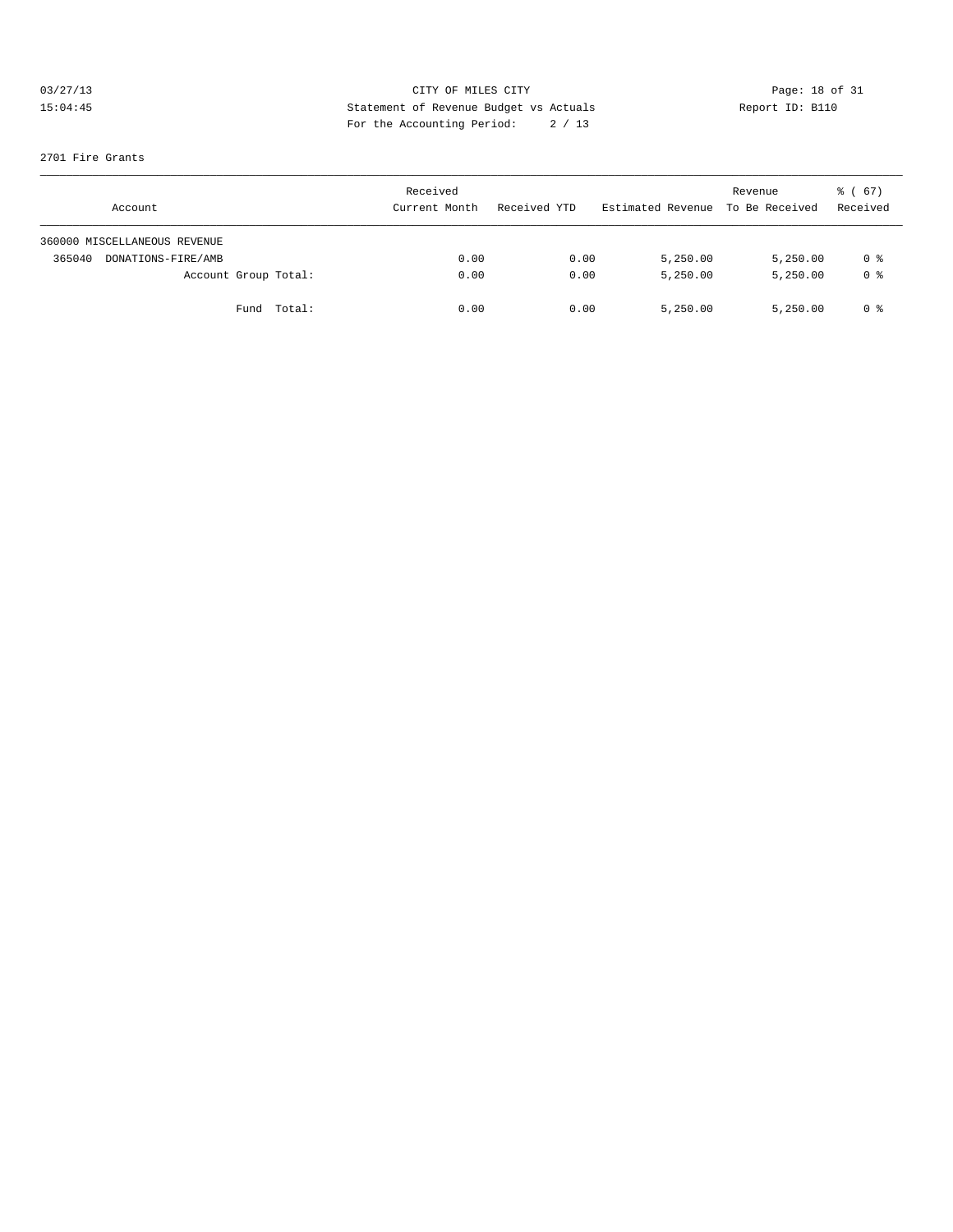CITY OF MILES CITY
Statement of Revenue Budget vs Actuals
For the Accounting Period: 2 / 13

03/27/13
15:04:45

Report ID: B110

2701 Fire Grants

| Account | Received Current Month | Received YTD | Estimated Revenue | Revenue To Be Received | % ( 67) Received |
|---|---|---|---|---|---|
| 360000 MISCELLANEOUS REVENUE | | | | | |
| 365040 DONATIONS-FIRE/AMB | 0.00 | 0.00 | 5,250.00 | 5,250.00 | 0 % |
| Account Group Total: | 0.00 | 0.00 | 5,250.00 | 5,250.00 | 0 % |
| Fund Total: | 0.00 | 0.00 | 5,250.00 | 5,250.00 | 0 % |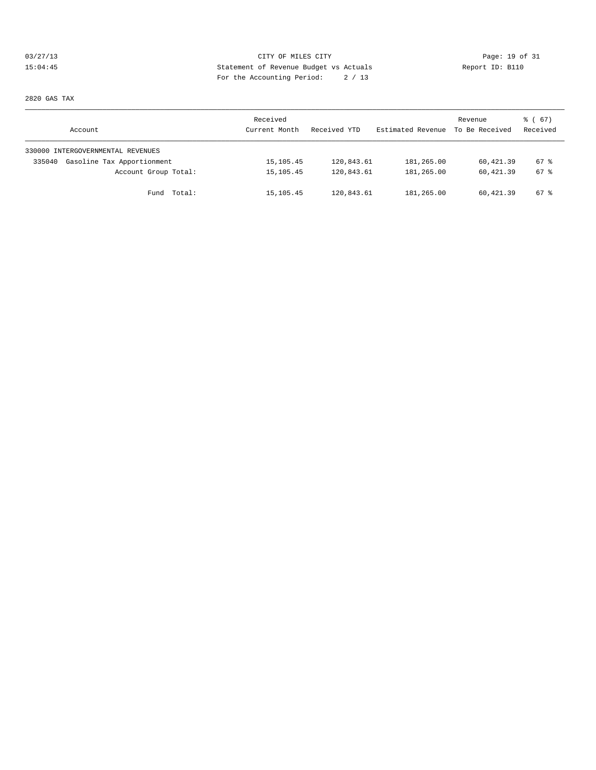CITY OF MILES CITY
Statement of Revenue Budget vs Actuals
For the Accounting Period: 2 / 13

03/27/13
15:04:45

Report ID: B110

2820 GAS TAX

| Account | Received Current Month | Received YTD | Estimated Revenue | Revenue To Be Received | % ( 67) Received |
|---|---|---|---|---|---|
| 330000 INTERGOVERNMENTAL REVENUES | | | | | |
| 335040 Gasoline Tax Apportionment | 15,105.45 | 120,843.61 | 181,265.00 | 60,421.39 | 67 % |
| Account Group Total: | 15,105.45 | 120,843.61 | 181,265.00 | 60,421.39 | 67 % |
| Fund Total: | 15,105.45 | 120,843.61 | 181,265.00 | 60,421.39 | 67 % |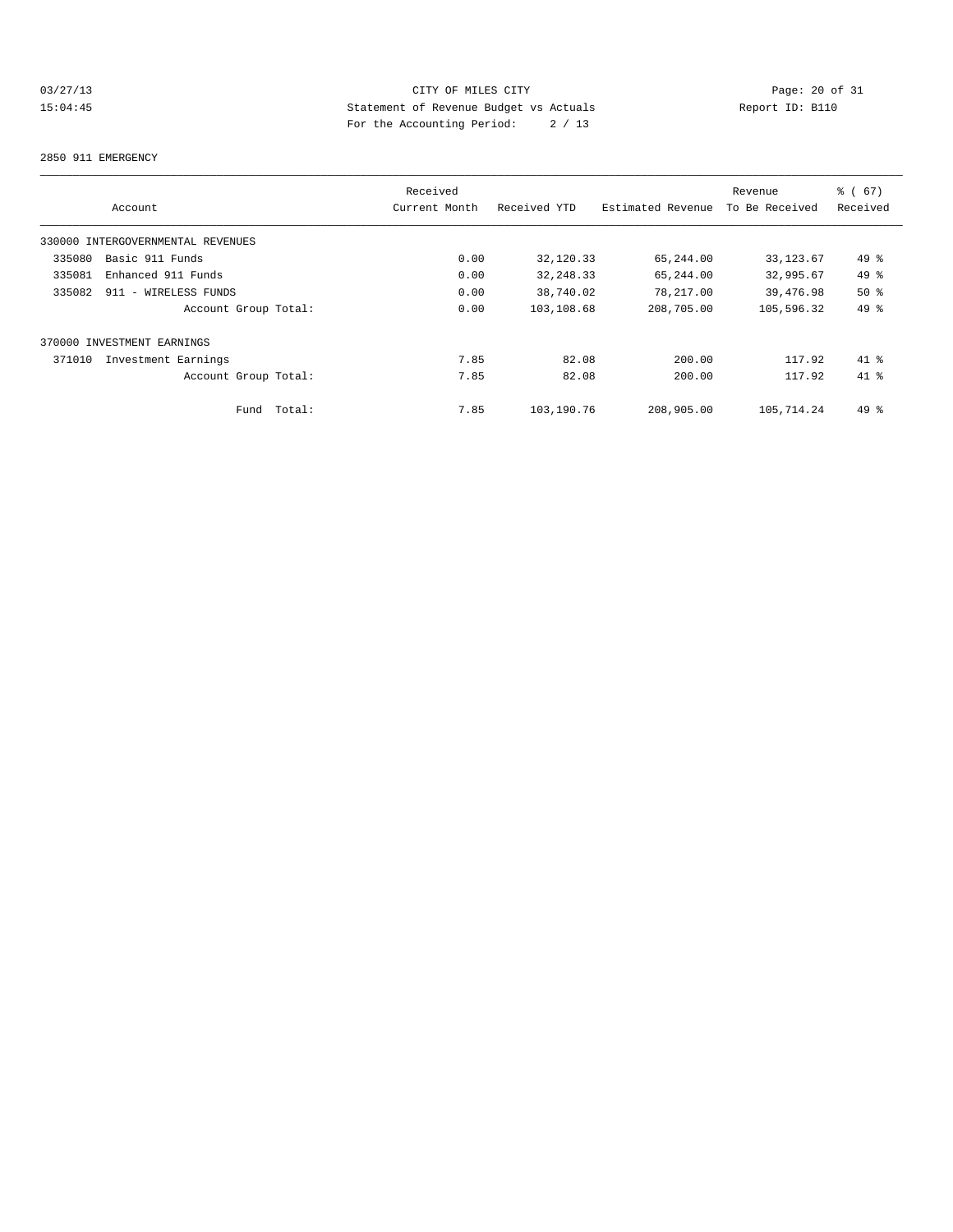CITY OF MILES CITY
Statement of Revenue Budget vs Actuals
For the Accounting Period: 2 / 13

03/27/13
15:04:45

Report ID: B110

2850 911 EMERGENCY

| Account | Received Current Month | Received YTD | Estimated Revenue | Revenue To Be Received | % ( 67) Received |
|---|---|---|---|---|---|
| 330000 INTERGOVERNMENTAL REVENUES | | | | | |
| 335080 Basic 911 Funds | 0.00 | 32,120.33 | 65,244.00 | 33,123.67 | 49 % |
| 335081 Enhanced 911 Funds | 0.00 | 32,248.33 | 65,244.00 | 32,995.67 | 49 % |
| 335082 911 - WIRELESS FUNDS | 0.00 | 38,740.02 | 78,217.00 | 39,476.98 | 50 % |
| Account Group Total: | 0.00 | 103,108.68 | 208,705.00 | 105,596.32 | 49 % |
| 370000 INVESTMENT EARNINGS | | | | | |
| 371010 Investment Earnings | 7.85 | 82.08 | 200.00 | 117.92 | 41 % |
| Account Group Total: | 7.85 | 82.08 | 200.00 | 117.92 | 41 % |
| Fund Total: | 7.85 | 103,190.76 | 208,905.00 | 105,714.24 | 49 % |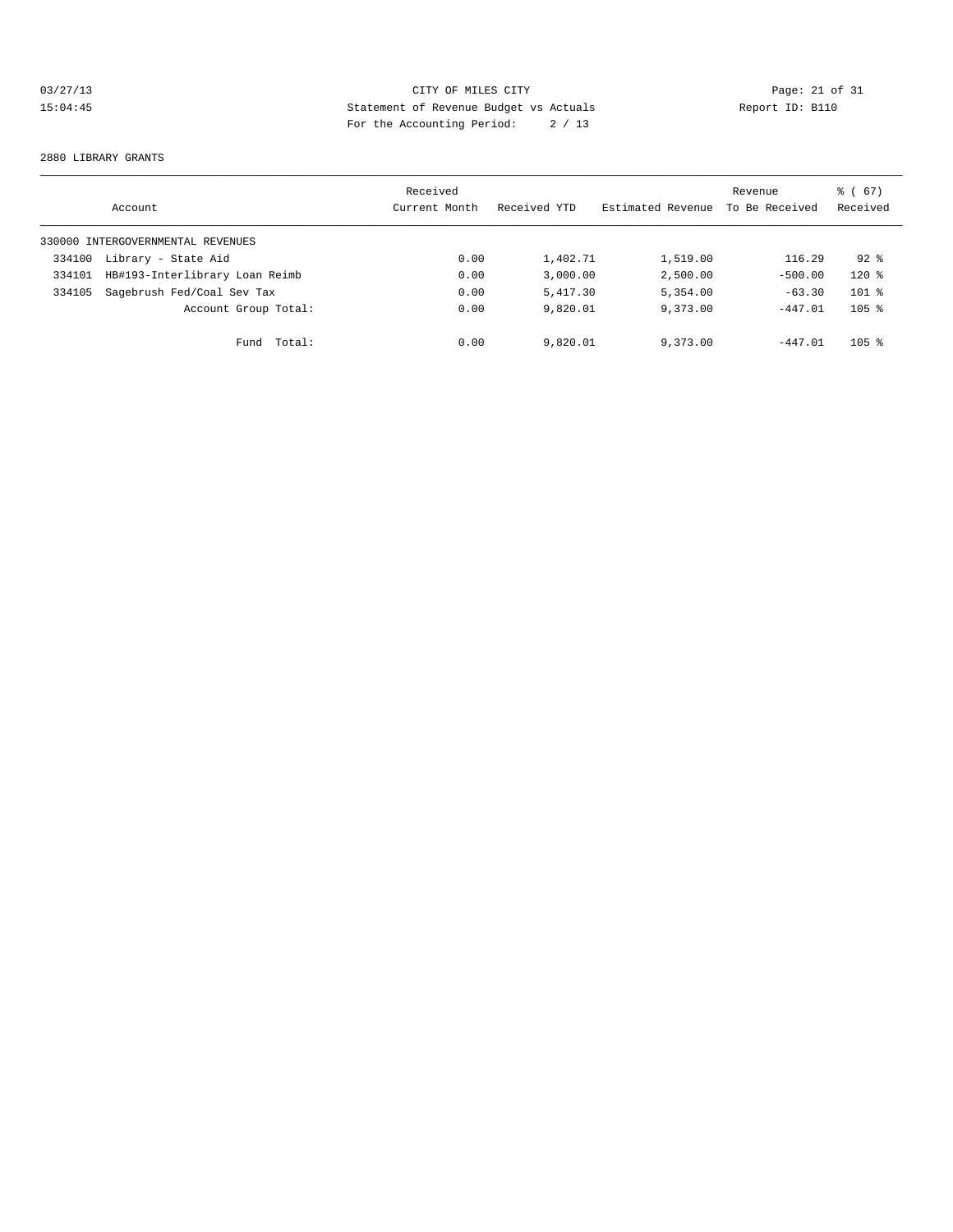CITY OF MILES CITY
Statement of Revenue Budget vs Actuals
For the Accounting Period: 2 / 13

03/27/13
15:04:45

Report ID: B110

2880 LIBRARY GRANTS

| Account | Received Current Month | Received YTD | Estimated Revenue | Revenue To Be Received | % ( 67) Received |
|---|---|---|---|---|---|
| 330000 INTERGOVERNMENTAL REVENUES | | | | | |
| 334100 Library - State Aid | 0.00 | 1,402.71 | 1,519.00 | 116.29 | 92 % |
| 334101 HB#193-Interlibrary Loan Reimb | 0.00 | 3,000.00 | 2,500.00 | -500.00 | 120 % |
| 334105 Sagebrush Fed/Coal Sev Tax | 0.00 | 5,417.30 | 5,354.00 | -63.30 | 101 % |
| Account Group Total: | 0.00 | 9,820.01 | 9,373.00 | -447.01 | 105 % |
| Fund Total: | 0.00 | 9,820.01 | 9,373.00 | -447.01 | 105 % |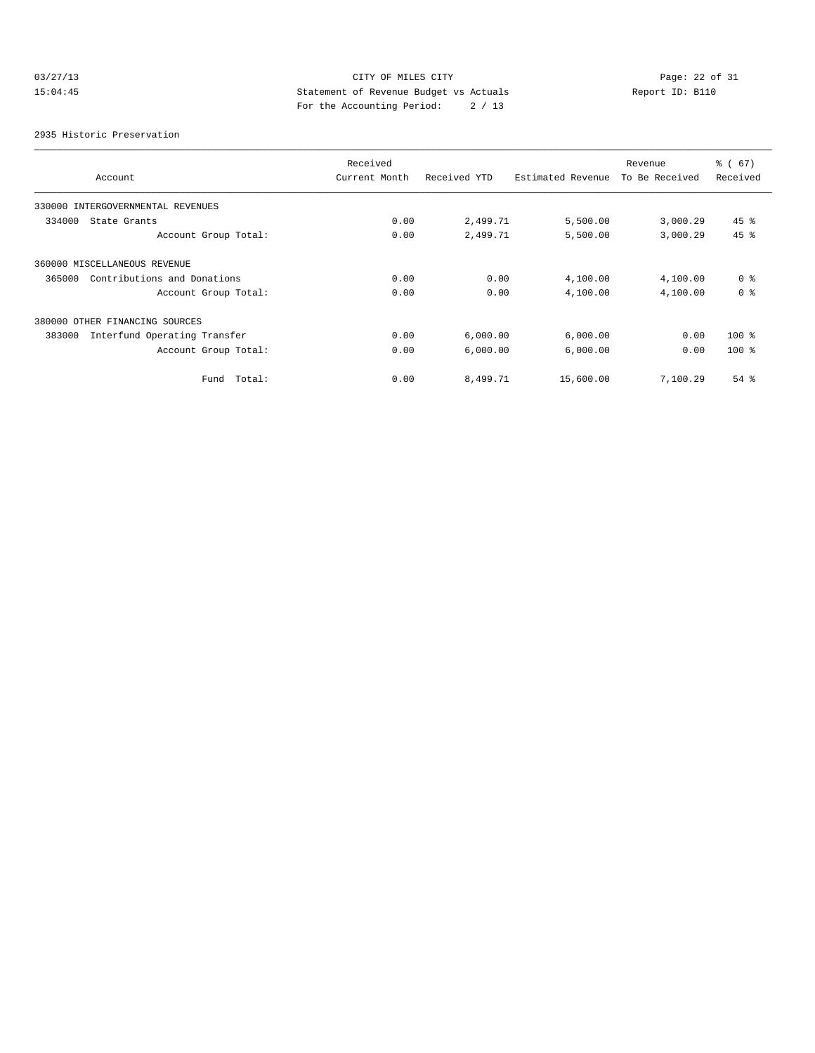CITY OF MILES CITY
Statement of Revenue Budget vs Actuals
For the Accounting Period: 2 / 13

03/27/13
15:04:45

Report ID: B110

2935 Historic Preservation

| Account | Received Current Month | Received YTD | Estimated Revenue | Revenue To Be Received | % ( 67) Received |
|---|---|---|---|---|---|
| 330000 INTERGOVERNMENTAL REVENUES | | | | | |
| 334000 State Grants | 0.00 | 2,499.71 | 5,500.00 | 3,000.29 | 45 % |
| Account Group Total: | 0.00 | 2,499.71 | 5,500.00 | 3,000.29 | 45 % |
| 360000 MISCELLANEOUS REVENUE | | | | | |
| 365000 Contributions and Donations | 0.00 | 0.00 | 4,100.00 | 4,100.00 | 0 % |
| Account Group Total: | 0.00 | 0.00 | 4,100.00 | 4,100.00 | 0 % |
| 380000 OTHER FINANCING SOURCES | | | | | |
| 383000 Interfund Operating Transfer | 0.00 | 6,000.00 | 6,000.00 | 0.00 | 100 % |
| Account Group Total: | 0.00 | 6,000.00 | 6,000.00 | 0.00 | 100 % |
| Fund Total: | 0.00 | 8,499.71 | 15,600.00 | 7,100.29 | 54 % |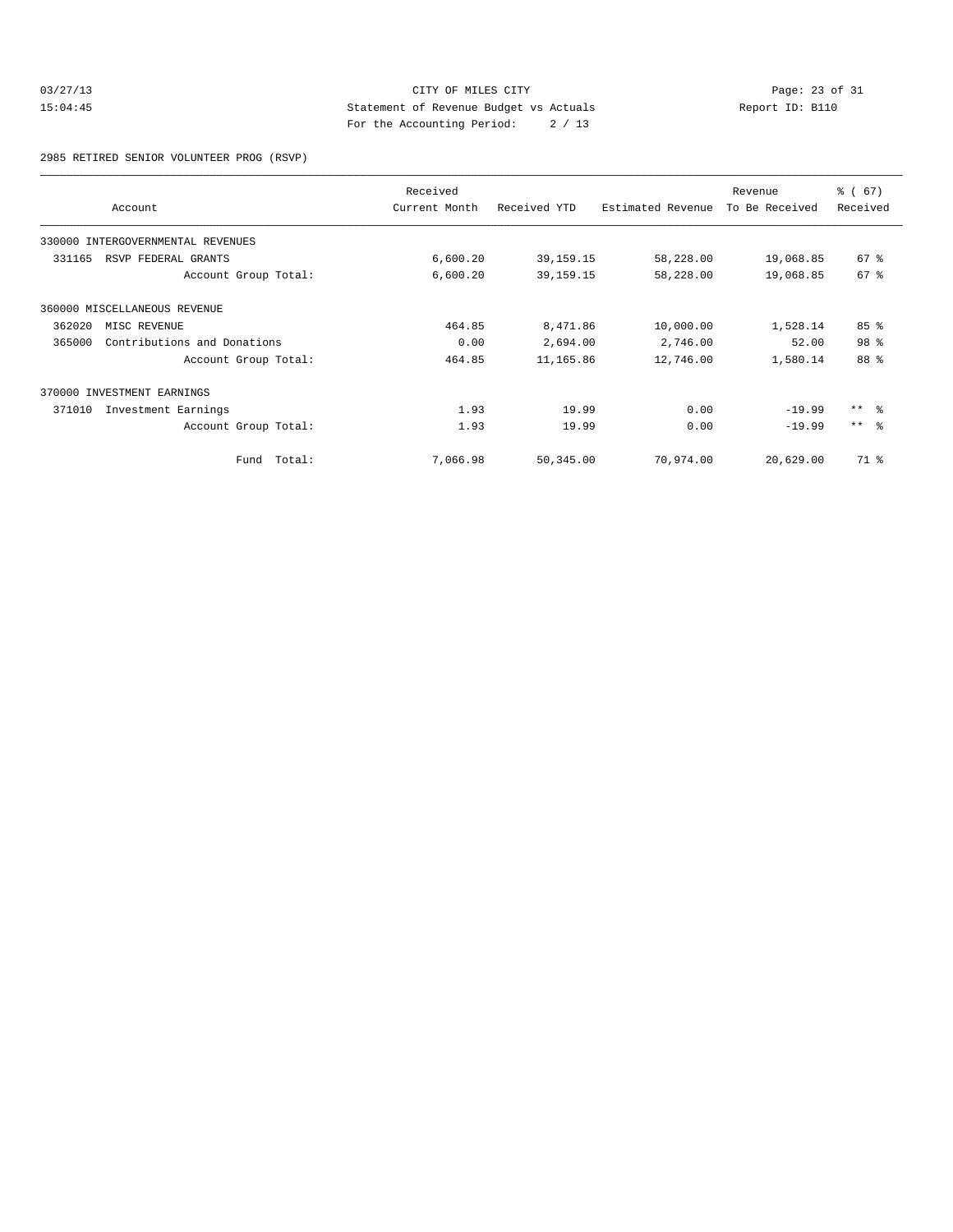# CITY OF MILES CITY

## Statement of Revenue Budget vs Actuals

For the Accounting Period: 2 / 13

03/27/13 15:04:45 — Report ID: B110

### 2985 RETIRED SENIOR VOLUNTEER PROG (RSVP)

| Account | Received Current Month | Received YTD | Estimated Revenue | Revenue To Be Received | % ( 67) Received |
|---|---|---|---|---|---|
| 330000 INTERGOVERNMENTAL REVENUES | | | | | |
| 331165 RSVP FEDERAL GRANTS | 6,600.20 | 39,159.15 | 58,228.00 | 19,068.85 | 67 % |
| Account Group Total: | 6,600.20 | 39,159.15 | 58,228.00 | 19,068.85 | 67 % |
| 360000 MISCELLANEOUS REVENUE | | | | | |
| 362020 MISC REVENUE | 464.85 | 8,471.86 | 10,000.00 | 1,528.14 | 85 % |
| 365000 Contributions and Donations | 0.00 | 2,694.00 | 2,746.00 | 52.00 | 98 % |
| Account Group Total: | 464.85 | 11,165.86 | 12,746.00 | 1,580.14 | 88 % |
| 370000 INVESTMENT EARNINGS | | | | | |
| 371010 Investment Earnings | 1.93 | 19.99 | 0.00 | -19.99 | ** % |
| Account Group Total: | 1.93 | 19.99 | 0.00 | -19.99 | ** % |
| Fund Total: | 7,066.98 | 50,345.00 | 70,974.00 | 20,629.00 | 71 % |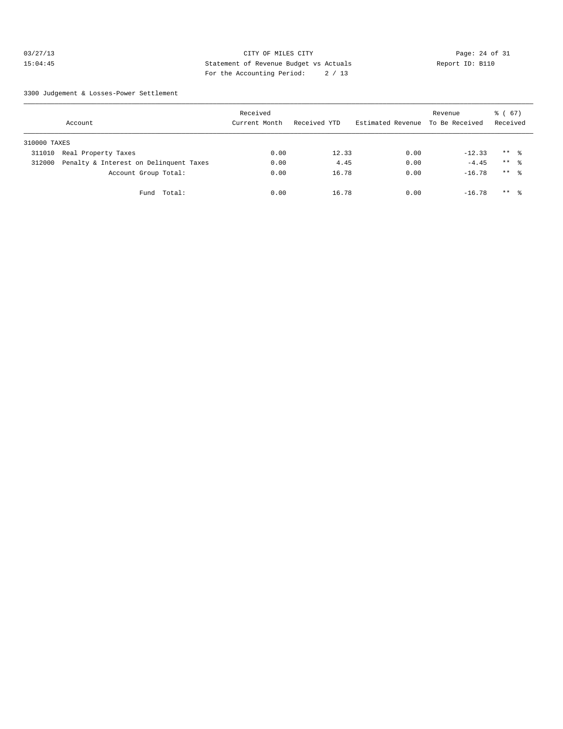CITY OF MILES CITY

Statement of Revenue Budget vs Actuals

For the Accounting Period: 2 / 13

03/27/13 15:04:45 — Report ID: B110

3300 Judgement & Losses-Power Settlement

| Account | | Received Current Month | Received YTD | Estimated Revenue | Revenue To Be Received | % ( 67) Received |
|---|---|---|---|---|---|---|
| 310000 TAXES | | | | | | |
| 311010 | Real Property Taxes | 0.00 | 12.33 | 0.00 | -12.33 | ** % |
| 312000 | Penalty & Interest on Delinquent Taxes | 0.00 | 4.45 | 0.00 | -4.45 | ** % |
| | Account Group Total: | 0.00 | 16.78 | 0.00 | -16.78 | ** % |
| | Fund Total: | 0.00 | 16.78 | 0.00 | -16.78 | ** % |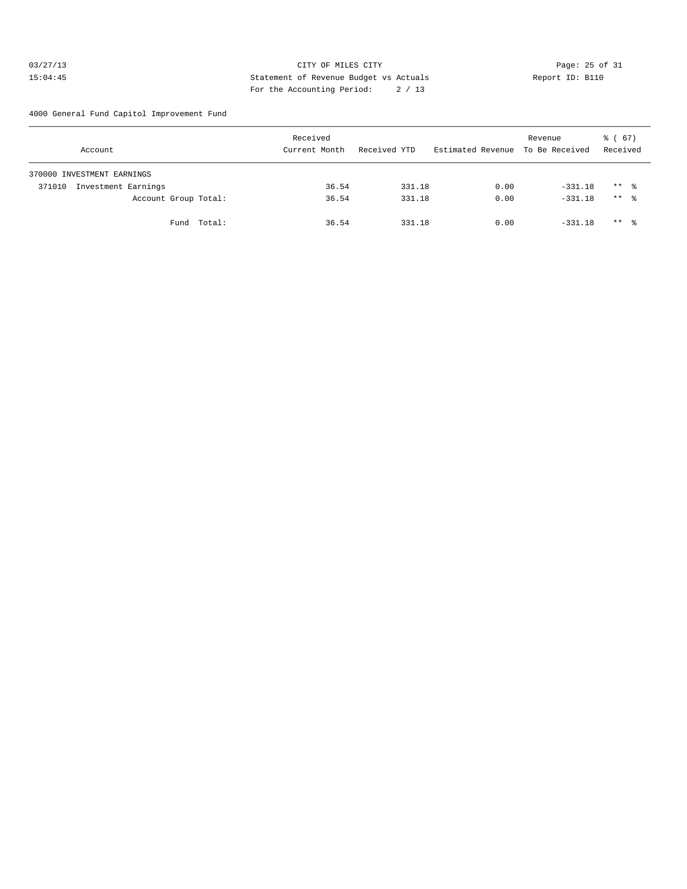CITY OF MILES CITY
Statement of Revenue Budget vs Actuals
For the Accounting Period: 2 / 13

03/27/13
15:04:45

Report ID: B110

4000 General Fund Capitol Improvement Fund

| Account | Received Current Month | Received YTD | Estimated Revenue | Revenue To Be Received | % ( 67) Received |
|---|---|---|---|---|---|
| 370000 INVESTMENT EARNINGS | | | | | |
| 371010 Investment Earnings | 36.54 | 331.18 | 0.00 | -331.18 | ** % |
| Account Group Total: | 36.54 | 331.18 | 0.00 | -331.18 | ** % |
| Fund Total: | 36.54 | 331.18 | 0.00 | -331.18 | ** % |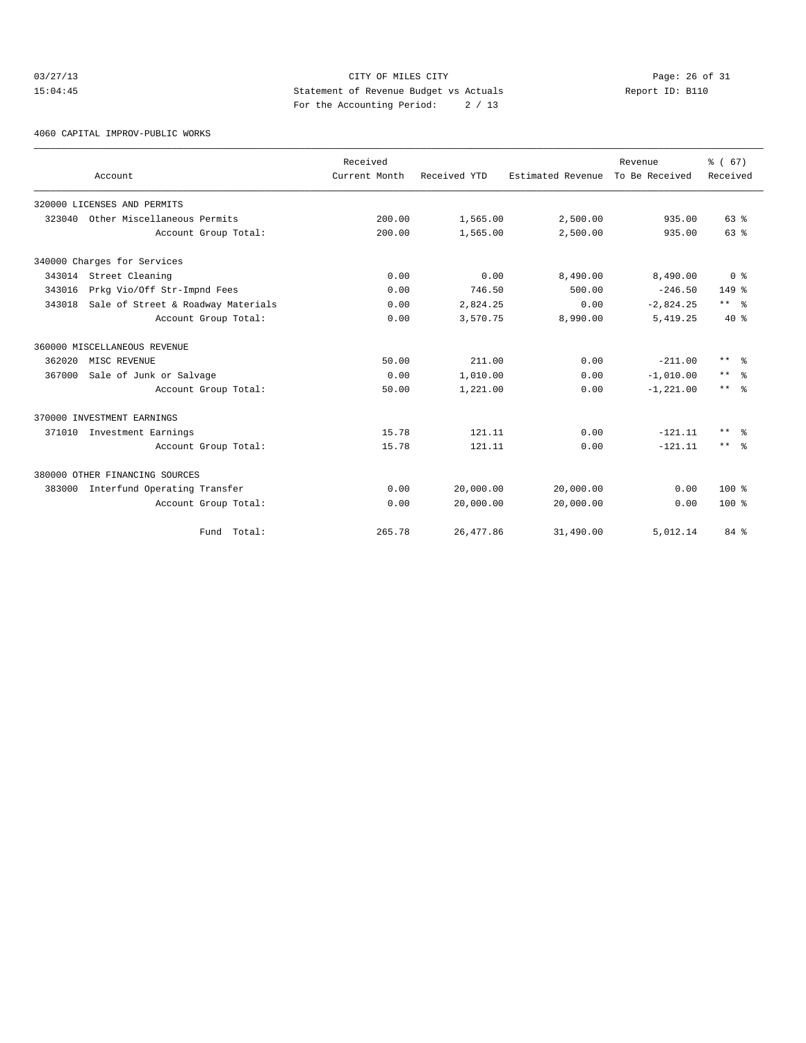CITY OF MILES CITY
Statement of Revenue Budget vs Actuals
For the Accounting Period: 2 / 13

4060 CAPITAL IMPROV-PUBLIC WORKS

| Account | Received Current Month | Received YTD | Estimated Revenue | Revenue To Be Received | % ( 67) Received |
|---|---|---|---|---|---|
| 320000 LICENSES AND PERMITS | | | | | |
| 323040 Other Miscellaneous Permits | 200.00 | 1,565.00 | 2,500.00 | 935.00 | 63 % |
| Account Group Total: | 200.00 | 1,565.00 | 2,500.00 | 935.00 | 63 % |
| 340000 Charges for Services | | | | | |
| 343014 Street Cleaning | 0.00 | 0.00 | 8,490.00 | 8,490.00 | 0 % |
| 343016 Prkg Vio/Off Str-Impnd Fees | 0.00 | 746.50 | 500.00 | -246.50 | 149 % |
| 343018 Sale of Street & Roadway Materials | 0.00 | 2,824.25 | 0.00 | -2,824.25 | ** % |
| Account Group Total: | 0.00 | 3,570.75 | 8,990.00 | 5,419.25 | 40 % |
| 360000 MISCELLANEOUS REVENUE | | | | | |
| 362020 MISC REVENUE | 50.00 | 211.00 | 0.00 | -211.00 | ** % |
| 367000 Sale of Junk or Salvage | 0.00 | 1,010.00 | 0.00 | -1,010.00 | ** % |
| Account Group Total: | 50.00 | 1,221.00 | 0.00 | -1,221.00 | ** % |
| 370000 INVESTMENT EARNINGS | | | | | |
| 371010 Investment Earnings | 15.78 | 121.11 | 0.00 | -121.11 | ** % |
| Account Group Total: | 15.78 | 121.11 | 0.00 | -121.11 | ** % |
| 380000 OTHER FINANCING SOURCES | | | | | |
| 383000 Interfund Operating Transfer | 0.00 | 20,000.00 | 20,000.00 | 0.00 | 100 % |
| Account Group Total: | 0.00 | 20,000.00 | 20,000.00 | 0.00 | 100 % |
| Fund Total: | 265.78 | 26,477.86 | 31,490.00 | 5,012.14 | 84 % |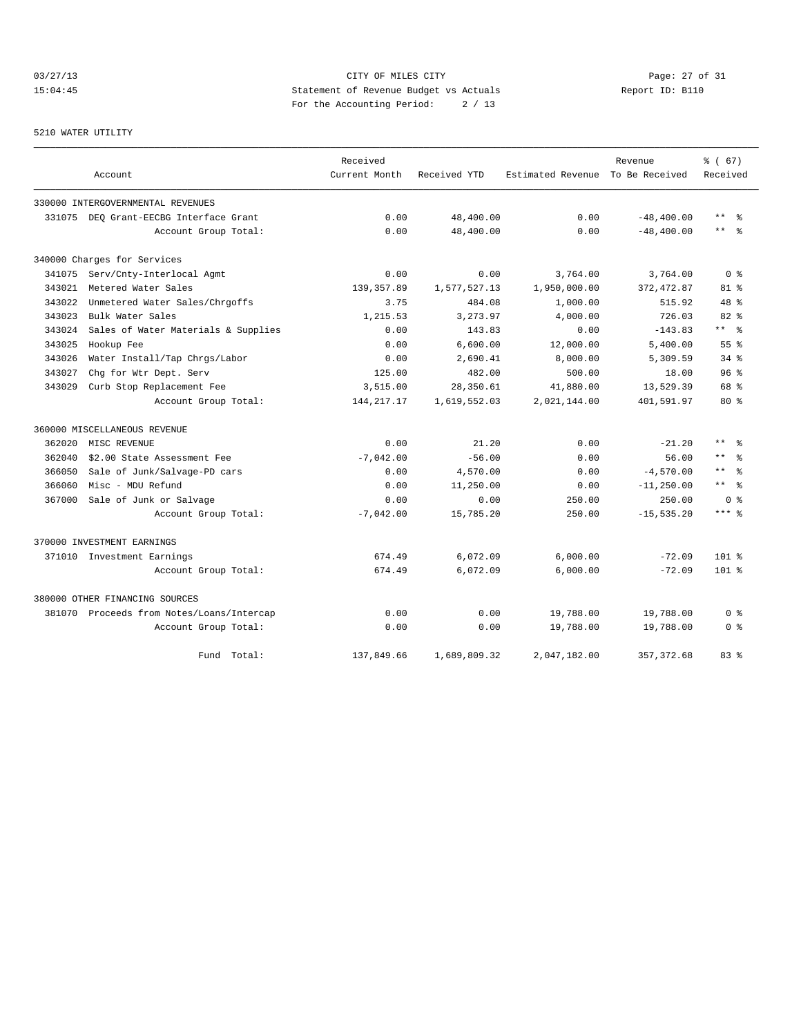CITY OF MILES CITY
Statement of Revenue Budget vs Actuals
For the Accounting Period: 2 / 13

03/27/13 15:04:45 Report ID: B110

5210 WATER UTILITY

| Account | Received Current Month | Received YTD | Estimated Revenue | Revenue To Be Received | % ( 67) Received |
|---|---|---|---|---|---|
| 330000 INTERGOVERNMENTAL REVENUES | | | | | |
| 331075 DEQ Grant-EECBG Interface Grant | 0.00 | 48,400.00 | 0.00 | -48,400.00 | ** % |
| Account Group Total: | 0.00 | 48,400.00 | 0.00 | -48,400.00 | ** % |
| 340000 Charges for Services | | | | | |
| 341075 Serv/Cnty-Interlocal Agmt | 0.00 | 0.00 | 3,764.00 | 3,764.00 | 0 % |
| 343021 Metered Water Sales | 139,357.89 | 1,577,527.13 | 1,950,000.00 | 372,472.87 | 81 % |
| 343022 Unmetered Water Sales/Chrgoffs | 3.75 | 484.08 | 1,000.00 | 515.92 | 48 % |
| 343023 Bulk Water Sales | 1,215.53 | 3,273.97 | 4,000.00 | 726.03 | 82 % |
| 343024 Sales of Water Materials & Supplies | 0.00 | 143.83 | 0.00 | -143.83 | ** % |
| 343025 Hookup Fee | 0.00 | 6,600.00 | 12,000.00 | 5,400.00 | 55 % |
| 343026 Water Install/Tap Chrgs/Labor | 0.00 | 2,690.41 | 8,000.00 | 5,309.59 | 34 % |
| 343027 Chg for Wtr Dept. Serv | 125.00 | 482.00 | 500.00 | 18.00 | 96 % |
| 343029 Curb Stop Replacement Fee | 3,515.00 | 28,350.61 | 41,880.00 | 13,529.39 | 68 % |
| Account Group Total: | 144,217.17 | 1,619,552.03 | 2,021,144.00 | 401,591.97 | 80 % |
| 360000 MISCELLANEOUS REVENUE | | | | | |
| 362020 MISC REVENUE | 0.00 | 21.20 | 0.00 | -21.20 | ** % |
| 362040 $2.00 State Assessment Fee | -7,042.00 | -56.00 | 0.00 | 56.00 | ** % |
| 366050 Sale of Junk/Salvage-PD cars | 0.00 | 4,570.00 | 0.00 | -4,570.00 | ** % |
| 366060 Misc - MDU Refund | 0.00 | 11,250.00 | 0.00 | -11,250.00 | ** % |
| 367000 Sale of Junk or Salvage | 0.00 | 0.00 | 250.00 | 250.00 | 0 % |
| Account Group Total: | -7,042.00 | 15,785.20 | 250.00 | -15,535.20 | *** % |
| 370000 INVESTMENT EARNINGS | | | | | |
| 371010 Investment Earnings | 674.49 | 6,072.09 | 6,000.00 | -72.09 | 101 % |
| Account Group Total: | 674.49 | 6,072.09 | 6,000.00 | -72.09 | 101 % |
| 380000 OTHER FINANCING SOURCES | | | | | |
| 381070 Proceeds from Notes/Loans/Intercap | 0.00 | 0.00 | 19,788.00 | 19,788.00 | 0 % |
| Account Group Total: | 0.00 | 0.00 | 19,788.00 | 19,788.00 | 0 % |
| Fund Total: | 137,849.66 | 1,689,809.32 | 2,047,182.00 | 357,372.68 | 83 % |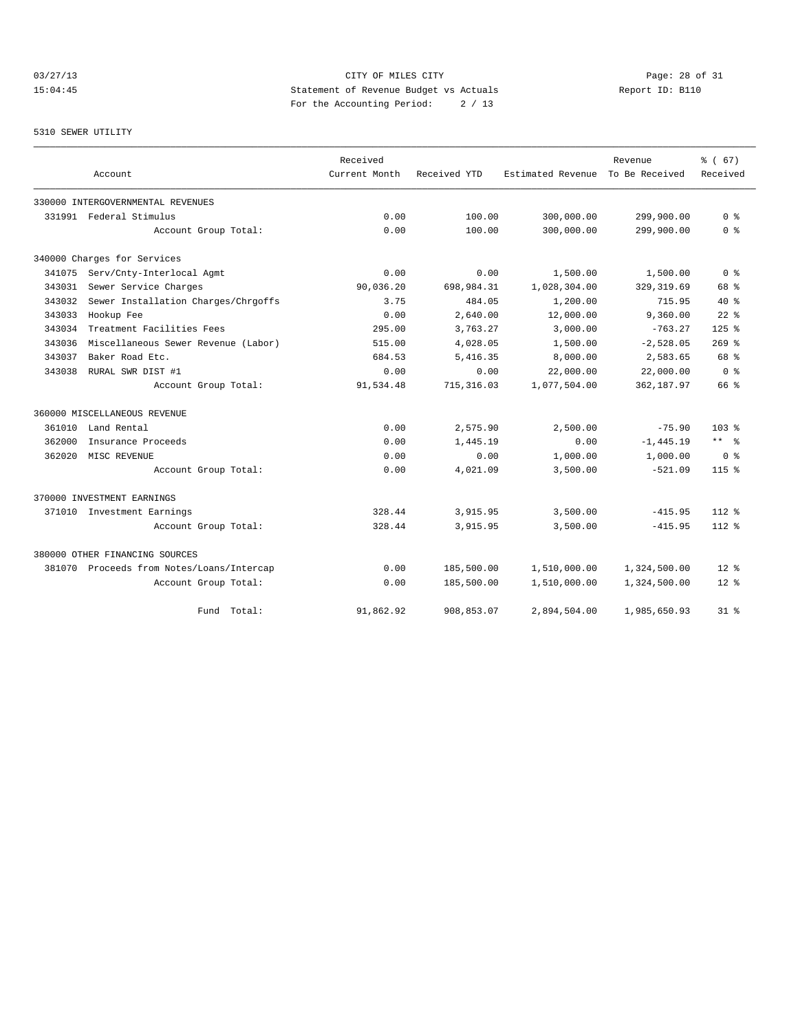CITY OF MILES CITY
Statement of Revenue Budget vs Actuals
For the Accounting Period: 2 / 13

03/27/13
15:04:45

Report ID: B110

5310 SEWER UTILITY

| Account | Received Current Month | Received YTD | Estimated Revenue | Revenue To Be Received | % ( 67) Received |
|---|---|---|---|---|---|
| 330000 INTERGOVERNMENTAL REVENUES | | | | | |
| 331991 Federal Stimulus | 0.00 | 100.00 | 300,000.00 | 299,900.00 | 0 % |
| Account Group Total: | 0.00 | 100.00 | 300,000.00 | 299,900.00 | 0 % |
| 340000 Charges for Services | | | | | |
| 341075 Serv/Cnty-Interlocal Agmt | 0.00 | 0.00 | 1,500.00 | 1,500.00 | 0 % |
| 343031 Sewer Service Charges | 90,036.20 | 698,984.31 | 1,028,304.00 | 329,319.69 | 68 % |
| 343032 Sewer Installation Charges/Chrgoffs | 3.75 | 484.05 | 1,200.00 | 715.95 | 40 % |
| 343033 Hookup Fee | 0.00 | 2,640.00 | 12,000.00 | 9,360.00 | 22 % |
| 343034 Treatment Facilities Fees | 295.00 | 3,763.27 | 3,000.00 | -763.27 | 125 % |
| 343036 Miscellaneous Sewer Revenue (Labor) | 515.00 | 4,028.05 | 1,500.00 | -2,528.05 | 269 % |
| 343037 Baker Road Etc. | 684.53 | 5,416.35 | 8,000.00 | 2,583.65 | 68 % |
| 343038 RURAL SWR DIST #1 | 0.00 | 0.00 | 22,000.00 | 22,000.00 | 0 % |
| Account Group Total: | 91,534.48 | 715,316.03 | 1,077,504.00 | 362,187.97 | 66 % |
| 360000 MISCELLANEOUS REVENUE | | | | | |
| 361010 Land Rental | 0.00 | 2,575.90 | 2,500.00 | -75.90 | 103 % |
| 362000 Insurance Proceeds | 0.00 | 1,445.19 | 0.00 | -1,445.19 | ** % |
| 362020 MISC REVENUE | 0.00 | 0.00 | 1,000.00 | 1,000.00 | 0 % |
| Account Group Total: | 0.00 | 4,021.09 | 3,500.00 | -521.09 | 115 % |
| 370000 INVESTMENT EARNINGS | | | | | |
| 371010 Investment Earnings | 328.44 | 3,915.95 | 3,500.00 | -415.95 | 112 % |
| Account Group Total: | 328.44 | 3,915.95 | 3,500.00 | -415.95 | 112 % |
| 380000 OTHER FINANCING SOURCES | | | | | |
| 381070 Proceeds from Notes/Loans/Intercap | 0.00 | 185,500.00 | 1,510,000.00 | 1,324,500.00 | 12 % |
| Account Group Total: | 0.00 | 185,500.00 | 1,510,000.00 | 1,324,500.00 | 12 % |
| Fund Total: | 91,862.92 | 908,853.07 | 2,894,504.00 | 1,985,650.93 | 31 % |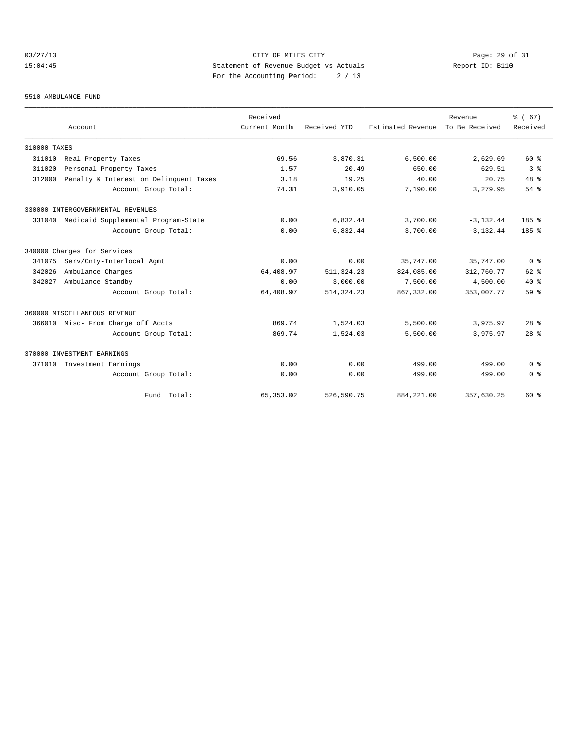03/27/13 CITY OF MILES CITY
15:04:45 Statement of Revenue Budget vs Actuals Report ID: B110
For the Accounting Period: 2 / 13

5510 AMBULANCE FUND

| Account | Received Current Month | Received YTD | Estimated Revenue | Revenue To Be Received | % ( 67) Received |
|---|---|---|---|---|---|
| 310000 TAXES | | | | | |
| 311010 Real Property Taxes | 69.56 | 3,870.31 | 6,500.00 | 2,629.69 | 60 % |
| 311020 Personal Property Taxes | 1.57 | 20.49 | 650.00 | 629.51 | 3 % |
| 312000 Penalty & Interest on Delinquent Taxes | 3.18 | 19.25 | 40.00 | 20.75 | 48 % |
| Account Group Total: | 74.31 | 3,910.05 | 7,190.00 | 3,279.95 | 54 % |
| 330000 INTERGOVERNMENTAL REVENUES | | | | | |
| 331040 Medicaid Supplemental Program-State | 0.00 | 6,832.44 | 3,700.00 | -3,132.44 | 185 % |
| Account Group Total: | 0.00 | 6,832.44 | 3,700.00 | -3,132.44 | 185 % |
| 340000 Charges for Services | | | | | |
| 341075 Serv/Cnty-Interlocal Agmt | 0.00 | 0.00 | 35,747.00 | 35,747.00 | 0 % |
| 342026 Ambulance Charges | 64,408.97 | 511,324.23 | 824,085.00 | 312,760.77 | 62 % |
| 342027 Ambulance Standby | 0.00 | 3,000.00 | 7,500.00 | 4,500.00 | 40 % |
| Account Group Total: | 64,408.97 | 514,324.23 | 867,332.00 | 353,007.77 | 59 % |
| 360000 MISCELLANEOUS REVENUE | | | | | |
| 366010 Misc- From Charge off Accts | 869.74 | 1,524.03 | 5,500.00 | 3,975.97 | 28 % |
| Account Group Total: | 869.74 | 1,524.03 | 5,500.00 | 3,975.97 | 28 % |
| 370000 INVESTMENT EARNINGS | | | | | |
| 371010 Investment Earnings | 0.00 | 0.00 | 499.00 | 499.00 | 0 % |
| Account Group Total: | 0.00 | 0.00 | 499.00 | 499.00 | 0 % |
| Fund Total: | 65,353.02 | 526,590.75 | 884,221.00 | 357,630.25 | 60 % |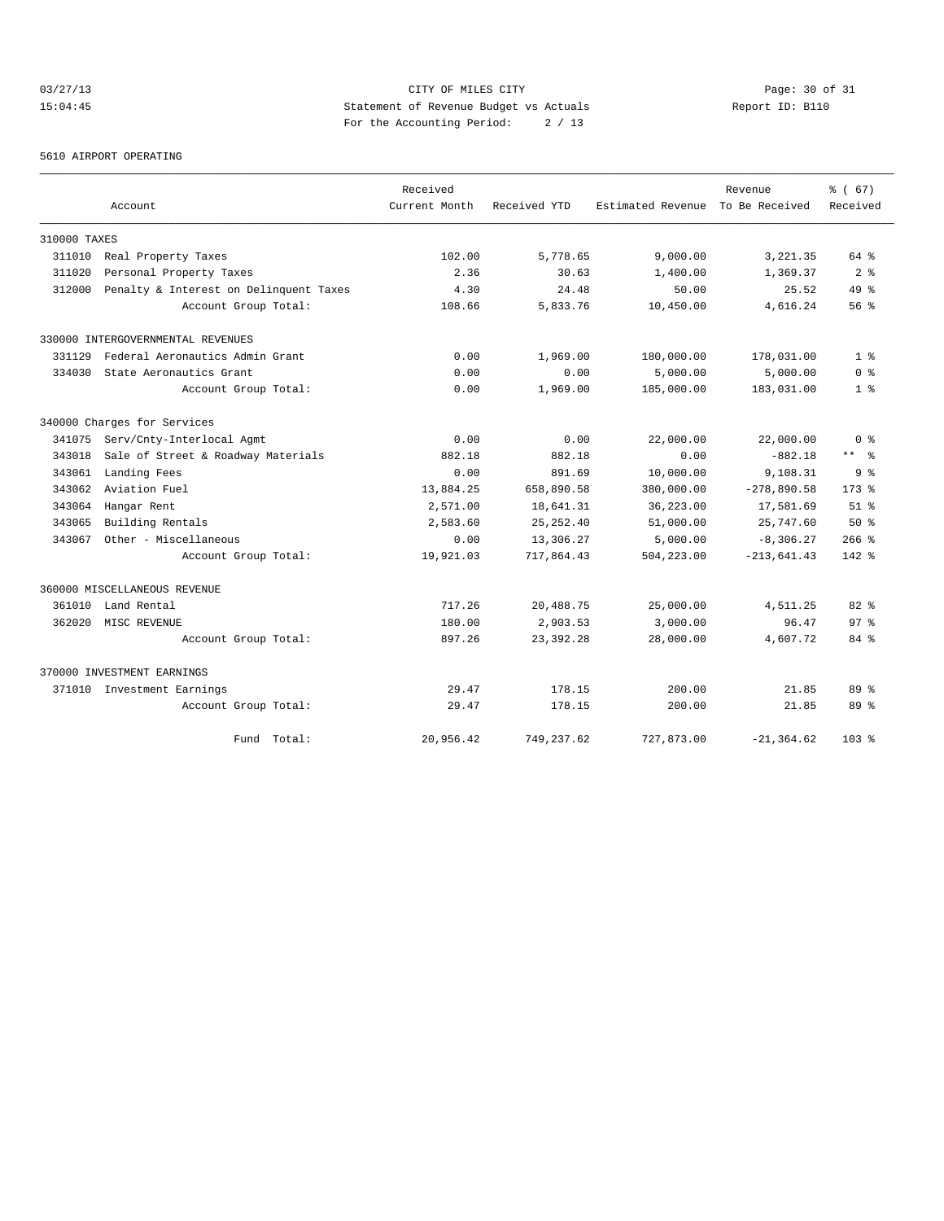CITY OF MILES CITY
Statement of Revenue Budget vs Actuals
For the Accounting Period: 2 / 13

03/27/13
15:04:45

Report ID: B110

5610 AIRPORT OPERATING

| Account | | Received Current Month | Received YTD | Estimated Revenue | Revenue To Be Received | % ( 67) Received |
|---|---|---|---|---|---|---|
| 310000 TAXES | | | | | | |
| 311010 | Real Property Taxes | 102.00 | 5,778.65 | 9,000.00 | 3,221.35 | 64 % |
| 311020 | Personal Property Taxes | 2.36 | 30.63 | 1,400.00 | 1,369.37 | 2 % |
| 312000 | Penalty & Interest on Delinquent Taxes | 4.30 | 24.48 | 50.00 | 25.52 | 49 % |
| | Account Group Total: | 108.66 | 5,833.76 | 10,450.00 | 4,616.24 | 56 % |
| 330000 INTERGOVERNMENTAL REVENUES | | | | | | |
| 331129 | Federal Aeronautics Admin Grant | 0.00 | 1,969.00 | 180,000.00 | 178,031.00 | 1 % |
| 334030 | State Aeronautics Grant | 0.00 | 0.00 | 5,000.00 | 5,000.00 | 0 % |
| | Account Group Total: | 0.00 | 1,969.00 | 185,000.00 | 183,031.00 | 1 % |
| 340000 Charges for Services | | | | | | |
| 341075 | Serv/Cnty-Interlocal Agmt | 0.00 | 0.00 | 22,000.00 | 22,000.00 | 0 % |
| 343018 | Sale of Street & Roadway Materials | 882.18 | 882.18 | 0.00 | -882.18 | ** % |
| 343061 | Landing Fees | 0.00 | 891.69 | 10,000.00 | 9,108.31 | 9 % |
| 343062 | Aviation Fuel | 13,884.25 | 658,890.58 | 380,000.00 | -278,890.58 | 173 % |
| 343064 | Hangar Rent | 2,571.00 | 18,641.31 | 36,223.00 | 17,581.69 | 51 % |
| 343065 | Building Rentals | 2,583.60 | 25,252.40 | 51,000.00 | 25,747.60 | 50 % |
| 343067 | Other - Miscellaneous | 0.00 | 13,306.27 | 5,000.00 | -8,306.27 | 266 % |
| | Account Group Total: | 19,921.03 | 717,864.43 | 504,223.00 | -213,641.43 | 142 % |
| 360000 MISCELLANEOUS REVENUE | | | | | | |
| 361010 | Land Rental | 717.26 | 20,488.75 | 25,000.00 | 4,511.25 | 82 % |
| 362020 | MISC REVENUE | 180.00 | 2,903.53 | 3,000.00 | 96.47 | 97 % |
| | Account Group Total: | 897.26 | 23,392.28 | 28,000.00 | 4,607.72 | 84 % |
| 370000 INVESTMENT EARNINGS | | | | | | |
| 371010 | Investment Earnings | 29.47 | 178.15 | 200.00 | 21.85 | 89 % |
| | Account Group Total: | 29.47 | 178.15 | 200.00 | 21.85 | 89 % |
| | Fund Total: | 20,956.42 | 749,237.62 | 727,873.00 | -21,364.62 | 103 % |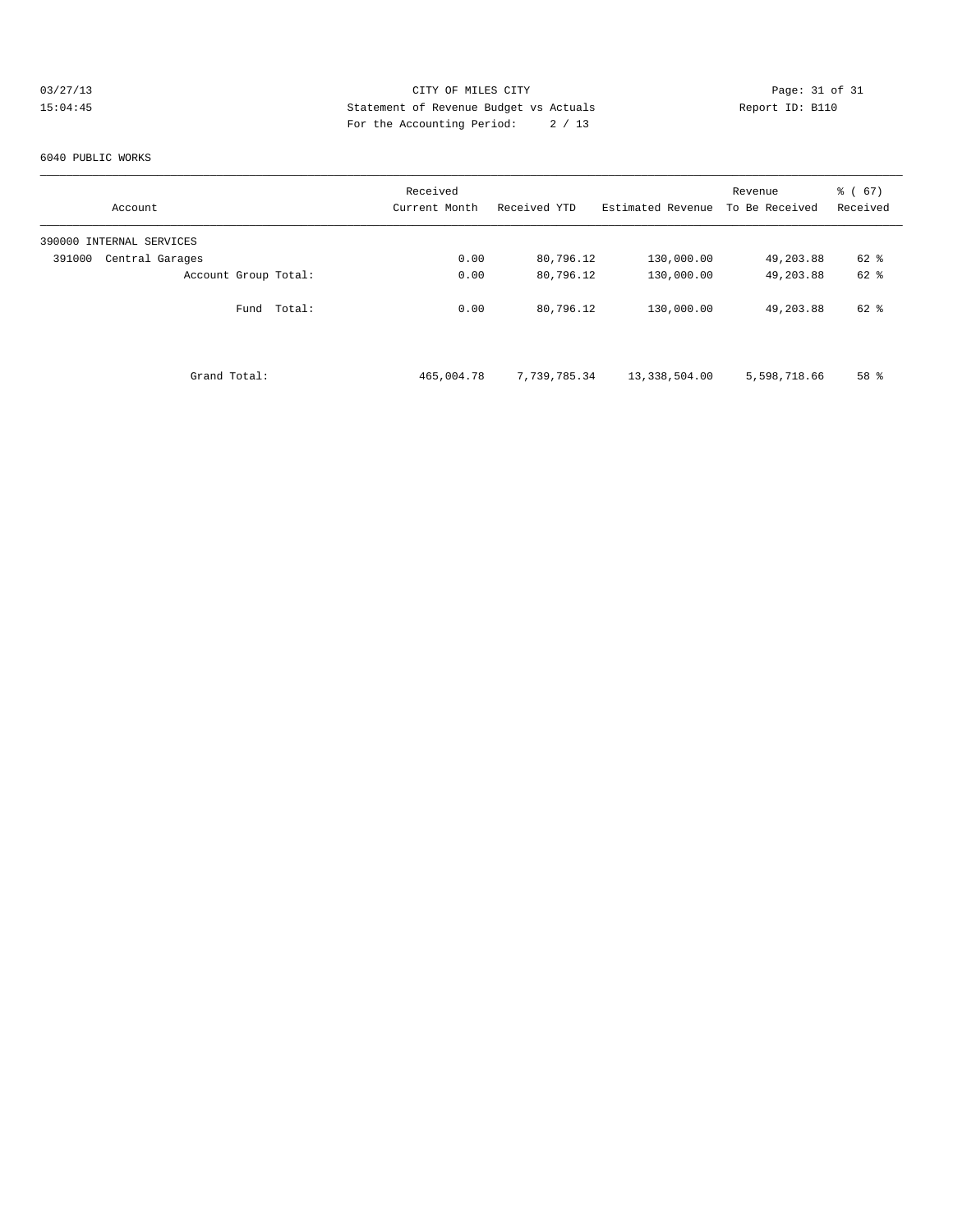CITY OF MILES CITY
Statement of Revenue Budget vs Actuals
For the Accounting Period: 2 / 13

03/27/13
15:04:45

Report ID: B110

6040 PUBLIC WORKS

| Account | Received Current Month | Received YTD | Estimated Revenue | Revenue To Be Received | % ( 67) Received |
|---|---|---|---|---|---|
| 390000 INTERNAL SERVICES | | | | | |
| 391000 Central Garages | 0.00 | 80,796.12 | 130,000.00 | 49,203.88 | 62 % |
| Account Group Total: | 0.00 | 80,796.12 | 130,000.00 | 49,203.88 | 62 % |
| Fund Total: | 0.00 | 80,796.12 | 130,000.00 | 49,203.88 | 62 % |
| Grand Total: | 465,004.78 | 7,739,785.34 | 13,338,504.00 | 5,598,718.66 | 58 % |